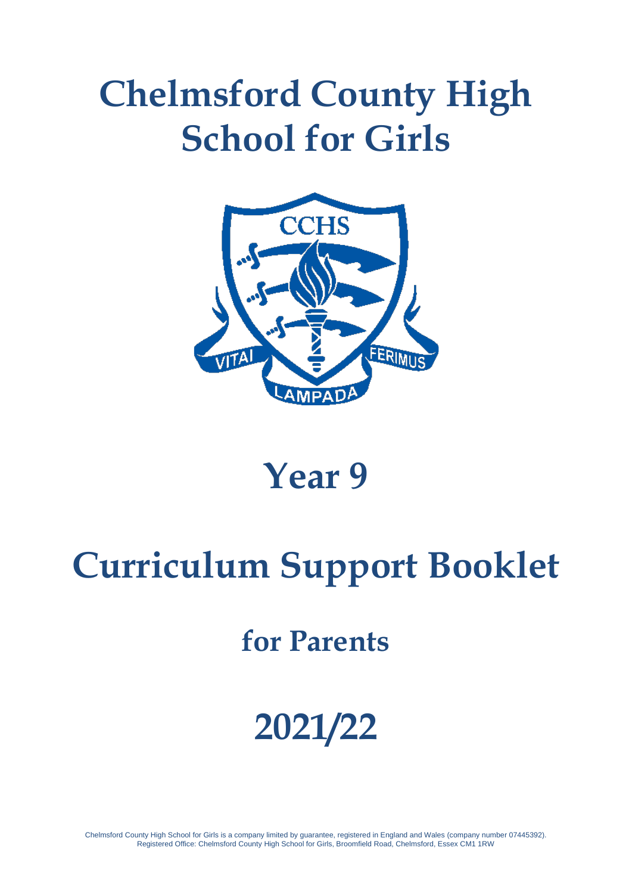# Chelmsford County High School for Girls

# Year 9

# Curriculum Support Booklet

## for Parents

# 2021/22

Chelmsford County High School for Girls is a company limited by guarantee, registered in England and Wales (company number 07445392).
Registered Office: Chelmsford County High School for Girls, Broomfield Road, Chelmsford, Essex CM1 1RW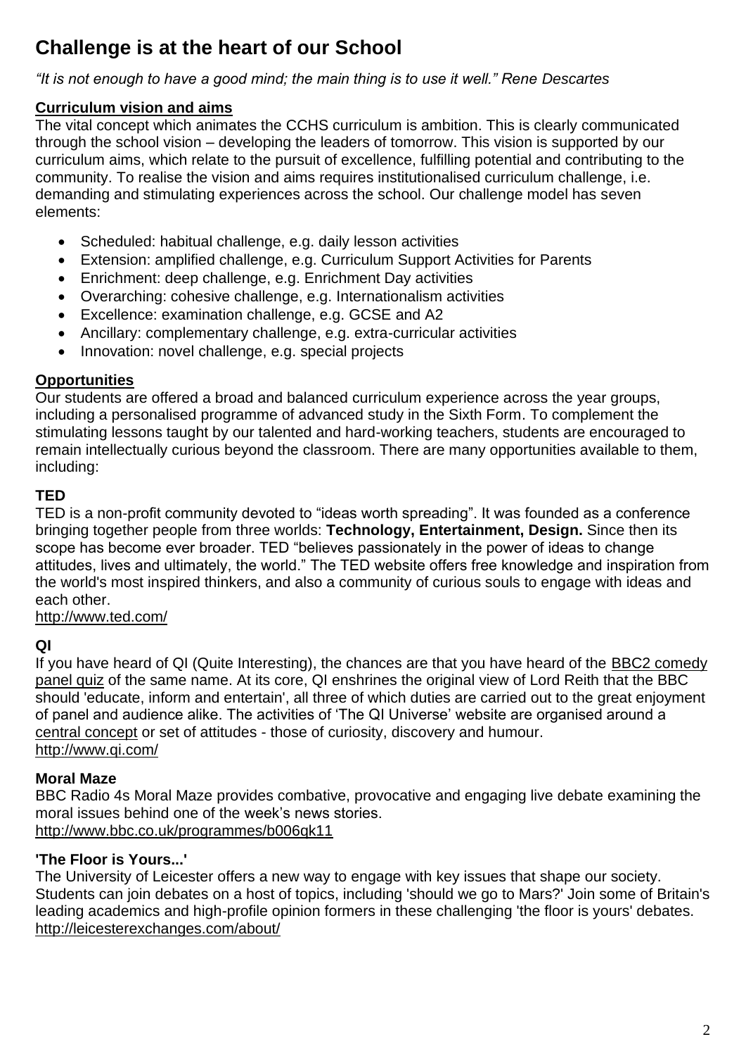# Challenge is at the heart of our School

*"It is not enough to have a good mind; the main thing is to use it well." Rene Descartes*

## Curriculum vision and aims

The vital concept which animates the CCHS curriculum is ambition. This is clearly communicated through the school vision – developing the leaders of tomorrow. This vision is supported by our curriculum aims, which relate to the pursuit of excellence, fulfilling potential and contributing to the community. To realise the vision and aims requires institutionalised curriculum challenge, i.e. demanding and stimulating experiences across the school. Our challenge model has seven elements:

- Scheduled: habitual challenge, e.g. daily lesson activities
- Extension: amplified challenge, e.g. Curriculum Support Activities for Parents
- Enrichment: deep challenge, e.g. Enrichment Day activities
- Overarching: cohesive challenge, e.g. Internationalism activities
- Excellence: examination challenge, e.g. GCSE and A2
- Ancillary: complementary challenge, e.g. extra-curricular activities
- Innovation: novel challenge, e.g. special projects

## Opportunities

Our students are offered a broad and balanced curriculum experience across the year groups, including a personalised programme of advanced study in the Sixth Form. To complement the stimulating lessons taught by our talented and hard-working teachers, students are encouraged to remain intellectually curious beyond the classroom. There are many opportunities available to them, including:

### TED

TED is a non-profit community devoted to "ideas worth spreading". It was founded as a conference bringing together people from three worlds: **Technology, Entertainment, Design.** Since then its scope has become ever broader. TED "believes passionately in the power of ideas to change attitudes, lives and ultimately, the world." The TED website offers free knowledge and inspiration from the world's most inspired thinkers, and also a community of curious souls to engage with ideas and each other.
http://www.ted.com/

### QI

If you have heard of QI (Quite Interesting), the chances are that you have heard of the BBC2 comedy panel quiz of the same name. At its core, QI enshrines the original view of Lord Reith that the BBC should 'educate, inform and entertain', all three of which duties are carried out to the great enjoyment of panel and audience alike. The activities of 'The QI Universe' website are organised around a central concept or set of attitudes - those of curiosity, discovery and humour.
http://www.qi.com/

### Moral Maze

BBC Radio 4s Moral Maze provides combative, provocative and engaging live debate examining the moral issues behind one of the week's news stories.
http://www.bbc.co.uk/programmes/b006qk11

### 'The Floor is Yours...'

The University of Leicester offers a new way to engage with key issues that shape our society. Students can join debates on a host of topics, including 'should we go to Mars?' Join some of Britain's leading academics and high-profile opinion formers in these challenging 'the floor is yours' debates.
http://leicesterexchanges.com/about/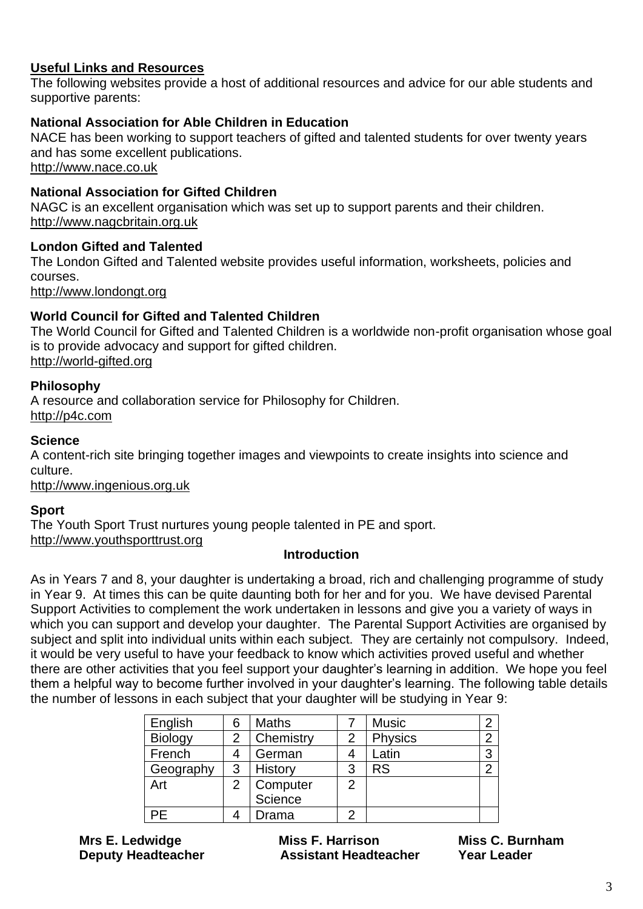## Useful Links and Resources

The following websites provide a host of additional resources and advice for our able students and supportive parents:

### National Association for Able Children in Education

NACE has been working to support teachers of gifted and talented students for over twenty years and has some excellent publications.
http://www.nace.co.uk

### National Association for Gifted Children

NAGC is an excellent organisation which was set up to support parents and their children.
http://www.nagcbritain.org.uk

### London Gifted and Talented

The London Gifted and Talented website provides useful information, worksheets, policies and courses.
http://www.londongt.org

### World Council for Gifted and Talented Children

The World Council for Gifted and Talented Children is a worldwide non-profit organisation whose goal is to provide advocacy and support for gifted children.
http://world-gifted.org

### Philosophy

A resource and collaboration service for Philosophy for Children.
http://p4c.com

### Science

A content-rich site bringing together images and viewpoints to create insights into science and culture.
http://www.ingenious.org.uk

### Sport

The Youth Sport Trust nurtures young people talented in PE and sport.
http://www.youthsporttrust.org

## Introduction

As in Years 7 and 8, your daughter is undertaking a broad, rich and challenging programme of study in Year 9. At times this can be quite daunting both for her and for you. We have devised Parental Support Activities to complement the work undertaken in lessons and give you a variety of ways in which you can support and develop your daughter. The Parental Support Activities are organised by subject and split into individual units within each subject. They are certainly not compulsory. Indeed, it would be very useful to have your feedback to know which activities proved useful and whether there are other activities that you feel support your daughter's learning in addition. We hope you feel them a helpful way to become further involved in your daughter's learning. The following table details the number of lessons in each subject that your daughter will be studying in Year 9:

| English | 6 | Maths | 7 | Music | 2 |
|---|---|---|---|---|---|
| Biology | 2 | Chemistry | 2 | Physics | 2 |
| French | 4 | German | 4 | Latin | 3 |
| Geography | 3 | History | 3 | RS | 2 |
| Art | 2 | Computer Science | 2 | | |
| PE | 4 | Drama | 2 | | |

**Mrs E. Ledwidge**
**Deputy Headteacher**

**Miss F. Harrison**
**Assistant Headteacher**

**Miss C. Burnham**
**Year Leader**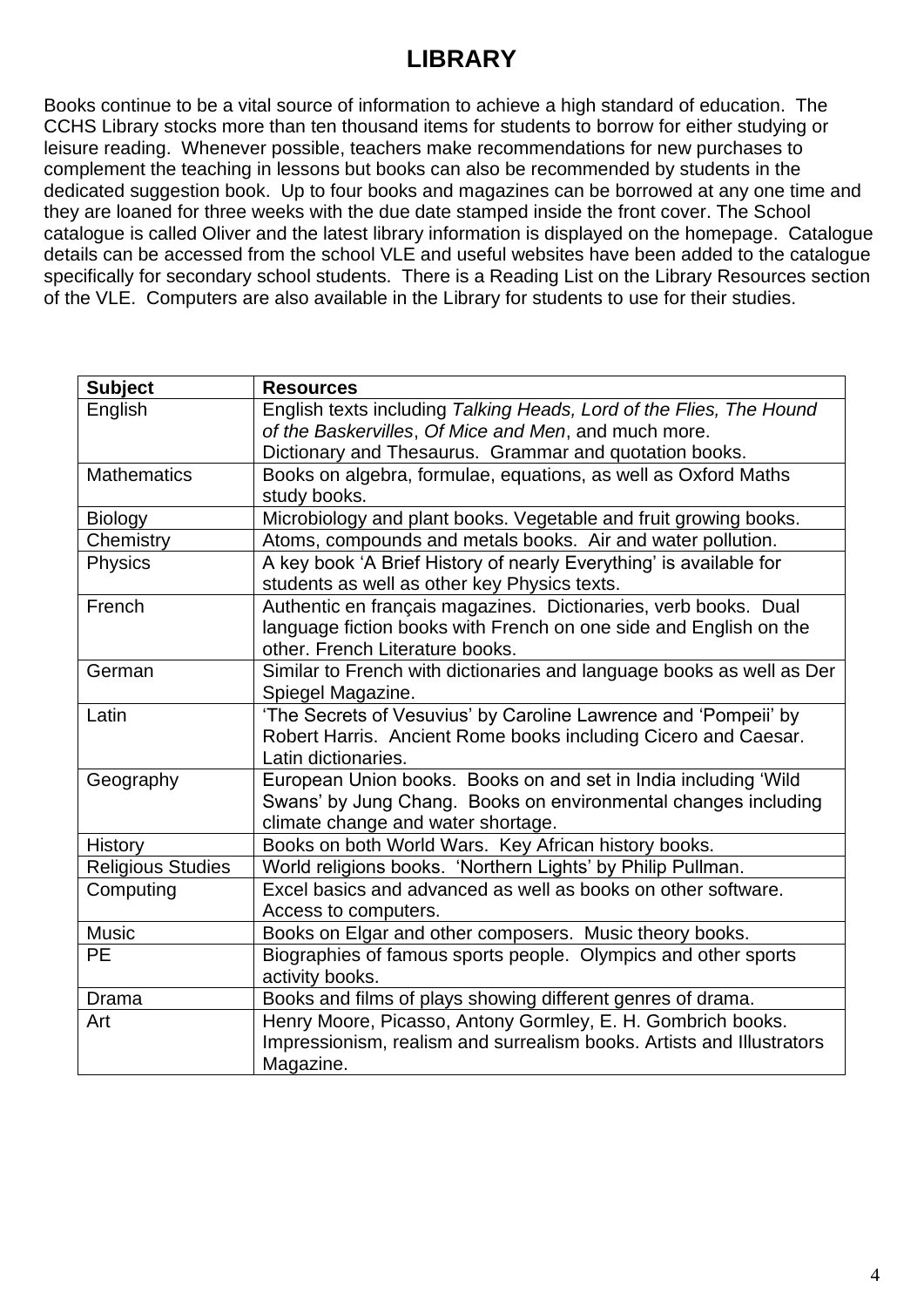# LIBRARY

Books continue to be a vital source of information to achieve a high standard of education. The CCHS Library stocks more than ten thousand items for students to borrow for either studying or leisure reading. Whenever possible, teachers make recommendations for new purchases to complement the teaching in lessons but books can also be recommended by students in the dedicated suggestion book. Up to four books and magazines can be borrowed at any one time and they are loaned for three weeks with the due date stamped inside the front cover. The School catalogue is called Oliver and the latest library information is displayed on the homepage. Catalogue details can be accessed from the school VLE and useful websites have been added to the catalogue specifically for secondary school students. There is a Reading List on the Library Resources section of the VLE. Computers are also available in the Library for students to use for their studies.

| **Subject** | **Resources** |
|---|---|
| English | English texts including *Talking Heads, Lord of the Flies, The Hound of the Baskervilles*, *Of Mice and Men*, and much more. Dictionary and Thesaurus. Grammar and quotation books. |
| Mathematics | Books on algebra, formulae, equations, as well as Oxford Maths study books. |
| Biology | Microbiology and plant books. Vegetable and fruit growing books. |
| Chemistry | Atoms, compounds and metals books. Air and water pollution. |
| Physics | A key book 'A Brief History of nearly Everything' is available for students as well as other key Physics texts. |
| French | Authentic en français magazines. Dictionaries, verb books. Dual language fiction books with French on one side and English on the other. French Literature books. |
| German | Similar to French with dictionaries and language books as well as Der Spiegel Magazine. |
| Latin | 'The Secrets of Vesuvius' by Caroline Lawrence and 'Pompeii' by Robert Harris. Ancient Rome books including Cicero and Caesar. Latin dictionaries. |
| Geography | European Union books. Books on and set in India including 'Wild Swans' by Jung Chang. Books on environmental changes including climate change and water shortage. |
| History | Books on both World Wars. Key African history books. |
| Religious Studies | World religions books. 'Northern Lights' by Philip Pullman. |
| Computing | Excel basics and advanced as well as books on other software. Access to computers. |
| Music | Books on Elgar and other composers. Music theory books. |
| PE | Biographies of famous sports people. Olympics and other sports activity books. |
| Drama | Books and films of plays showing different genres of drama. |
| Art | Henry Moore, Picasso, Antony Gormley, E. H. Gombrich books. Impressionism, realism and surrealism books. Artists and Illustrators Magazine. |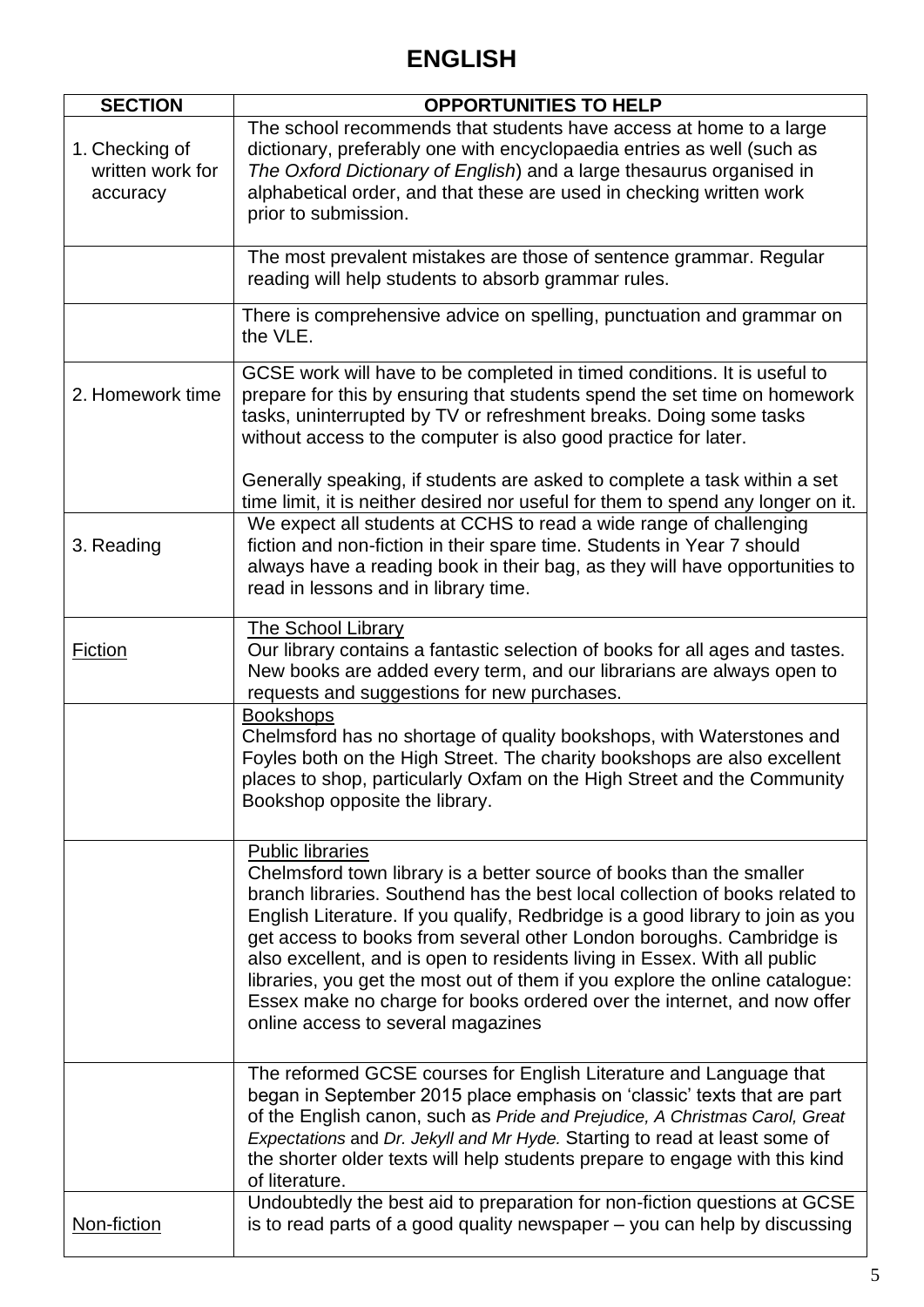# ENGLISH

| SECTION | OPPORTUNITIES TO HELP |
|---|---|
| 1. Checking of written work for accuracy | The school recommends that students have access at home to a large dictionary, preferably one with encyclopaedia entries as well (such as *The Oxford Dictionary of English*) and a large thesaurus organised in alphabetical order, and that these are used in checking written work prior to submission. |
| | The most prevalent mistakes are those of sentence grammar. Regular reading will help students to absorb grammar rules. |
| | There is comprehensive advice on spelling, punctuation and grammar on the VLE. |
| 2. Homework time | GCSE work will have to be completed in timed conditions. It is useful to prepare for this by ensuring that students spend the set time on homework tasks, uninterrupted by TV or refreshment breaks. Doing some tasks without access to the computer is also good practice for later.<br><br>Generally speaking, if students are asked to complete a task within a set time limit, it is neither desired nor useful for them to spend any longer on it. |
| 3. Reading | We expect all students at CCHS to read a wide range of challenging fiction and non-fiction in their spare time. Students in Year 7 should always have a reading book in their bag, as they will have opportunities to read in lessons and in library time. |
| Fiction | The School Library<br>Our library contains a fantastic selection of books for all ages and tastes. New books are added every term, and our librarians are always open to requests and suggestions for new purchases. |
| | Bookshops<br>Chelmsford has no shortage of quality bookshops, with Waterstones and Foyles both on the High Street. The charity bookshops are also excellent places to shop, particularly Oxfam on the High Street and the Community Bookshop opposite the library. |
| | Public libraries<br>Chelmsford town library is a better source of books than the smaller branch libraries. Southend has the best local collection of books related to English Literature. If you qualify, Redbridge is a good library to join as you get access to books from several other London boroughs. Cambridge is also excellent, and is open to residents living in Essex. With all public libraries, you get the most out of them if you explore the online catalogue: Essex make no charge for books ordered over the internet, and now offer online access to several magazines |
| | The reformed GCSE courses for English Literature and Language that began in September 2015 place emphasis on 'classic' texts that are part of the English canon, such as *Pride and Prejudice, A Christmas Carol, Great Expectations* and *Dr. Jekyll and Mr Hyde.* Starting to read at least some of the shorter older texts will help students prepare to engage with this kind of literature. |
| Non-fiction | Undoubtedly the best aid to preparation for non-fiction questions at GCSE is to read parts of a good quality newspaper – you can help by discussing |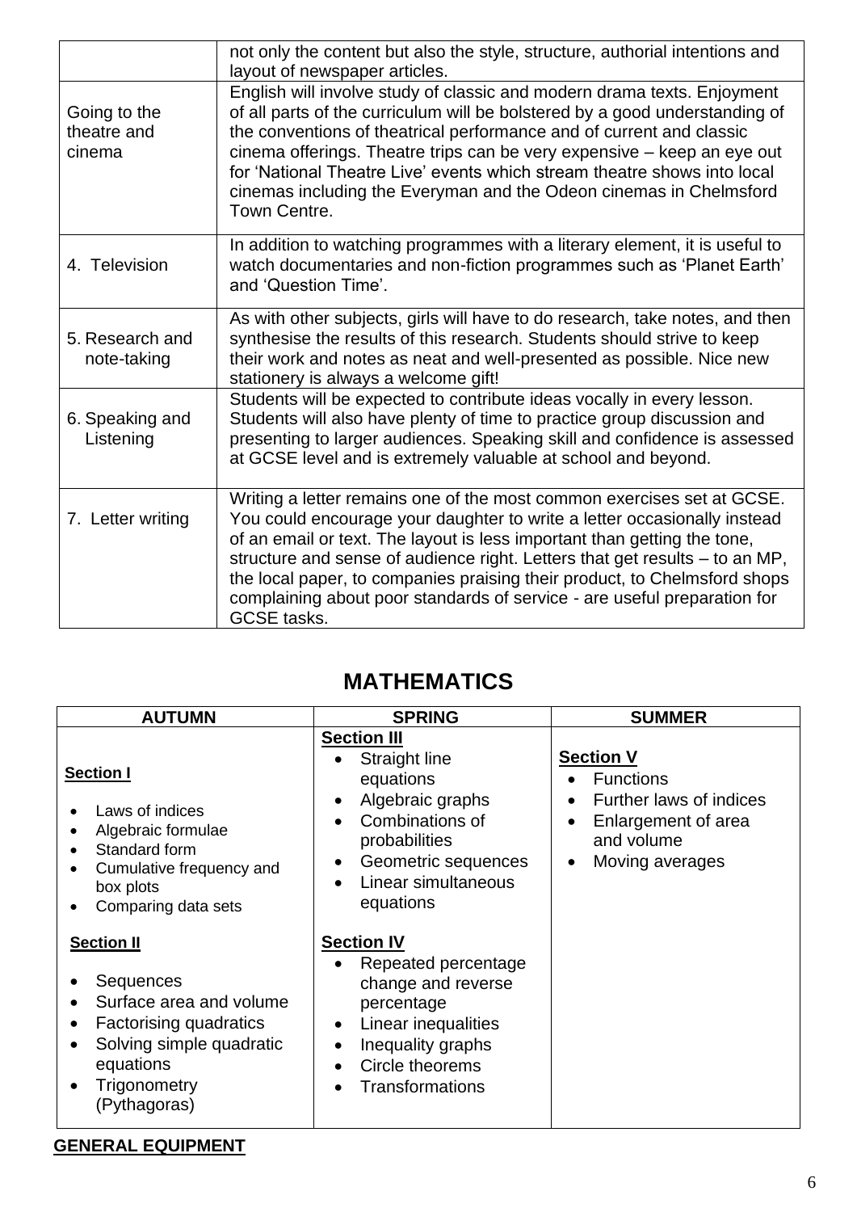| | |
|---|---|
| | not only the content but also the style, structure, authorial intentions and layout of newspaper articles. |
| Going to the theatre and cinema | English will involve study of classic and modern drama texts. Enjoyment of all parts of the curriculum will be bolstered by a good understanding of the conventions of theatrical performance and of current and classic cinema offerings. Theatre trips can be very expensive – keep an eye out for 'National Theatre Live' events which stream theatre shows into local cinemas including the Everyman and the Odeon cinemas in Chelmsford Town Centre. |
| 4. Television | In addition to watching programmes with a literary element, it is useful to watch documentaries and non-fiction programmes such as 'Planet Earth' and 'Question Time'. |
| 5. Research and note-taking | As with other subjects, girls will have to do research, take notes, and then synthesise the results of this research. Students should strive to keep their work and notes as neat and well-presented as possible. Nice new stationery is always a welcome gift! |
| 6. Speaking and Listening | Students will be expected to contribute ideas vocally in every lesson. Students will also have plenty of time to practice group discussion and presenting to larger audiences. Speaking skill and confidence is assessed at GCSE level and is extremely valuable at school and beyond. |
| 7. Letter writing | Writing a letter remains one of the most common exercises set at GCSE. You could encourage your daughter to write a letter occasionally instead of an email or text. The layout is less important than getting the tone, structure and sense of audience right. Letters that get results – to an MP, the local paper, to companies praising their product, to Chelmsford shops complaining about poor standards of service - are useful preparation for GCSE tasks. |

## MATHEMATICS

| AUTUMN | SPRING | SUMMER |
|---|---|---|
| **Section I**<br>• Laws of indices<br>• Algebraic formulae<br>• Standard form<br>• Cumulative frequency and box plots<br>• Comparing data sets<br><br>**Section II**<br>• Sequences<br>• Surface area and volume<br>• Factorising quadratics<br>• Solving simple quadratic equations<br>• Trigonometry (Pythagoras) | **Section III**<br>• Straight line equations<br>• Algebraic graphs<br>• Combinations of probabilities<br>• Geometric sequences<br>• Linear simultaneous equations<br><br>**Section IV**<br>• Repeated percentage change and reverse percentage<br>• Linear inequalities<br>• Inequality graphs<br>• Circle theorems<br>• Transformations | **Section V**<br>• Functions<br>• Further laws of indices<br>• Enlargement of area and volume<br>• Moving averages |

**GENERAL EQUIPMENT**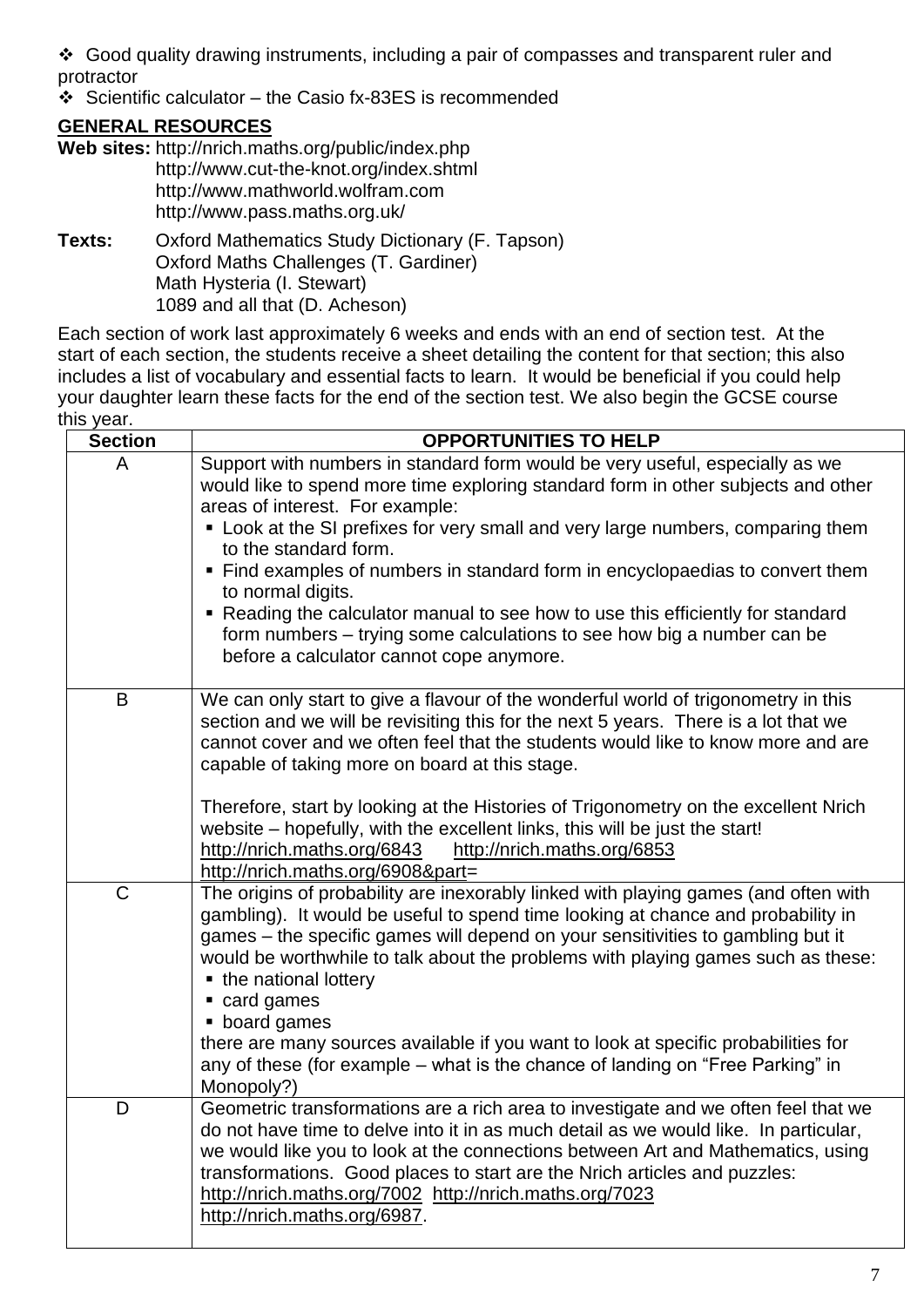- ❖ Good quality drawing instruments, including a pair of compasses and transparent ruler and protractor
- ❖ Scientific calculator – the Casio fx-83ES is recommended

## GENERAL RESOURCES

**Web sites:** http://nrich.maths.org/public/index.php
http://www.cut-the-knot.org/index.shtml
http://www.mathworld.wolfram.com
http://www.pass.maths.org.uk/

**Texts:** Oxford Mathematics Study Dictionary (F. Tapson)
Oxford Maths Challenges (T. Gardiner)
Math Hysteria (I. Stewart)
1089 and all that (D. Acheson)

Each section of work last approximately 6 weeks and ends with an end of section test. At the start of each section, the students receive a sheet detailing the content for that section; this also includes a list of vocabulary and essential facts to learn. It would be beneficial if you could help your daughter learn these facts for the end of the section test. We also begin the GCSE course this year.

| Section | OPPORTUNITIES TO HELP |
|---|---|
| A | Support with numbers in standard form would be very useful, especially as we would like to spend more time exploring standard form in other subjects and other areas of interest. For example: <br>▪ Look at the SI prefixes for very small and very large numbers, comparing them to the standard form. <br>▪ Find examples of numbers in standard form in encyclopaedias to convert them to normal digits. <br>▪ Reading the calculator manual to see how to use this efficiently for standard form numbers – trying some calculations to see how big a number can be before a calculator cannot cope anymore. |
| B | We can only start to give a flavour of the wonderful world of trigonometry in this section and we will be revisiting this for the next 5 years. There is a lot that we cannot cover and we often feel that the students would like to know more and are capable of taking more on board at this stage. <br><br>Therefore, start by looking at the Histories of Trigonometry on the excellent Nrich website – hopefully, with the excellent links, this will be just the start! <br>http://nrich.maths.org/6843 http://nrich.maths.org/6853 <br>http://nrich.maths.org/6908&part= |
| C | The origins of probability are inexorably linked with playing games (and often with gambling). It would be useful to spend time looking at chance and probability in games – the specific games will depend on your sensitivities to gambling but it would be worthwhile to talk about the problems with playing games such as these: <br>▪ the national lottery <br>▪ card games <br>▪ board games <br>there are many sources available if you want to look at specific probabilities for any of these (for example – what is the chance of landing on "Free Parking" in Monopoly?) |
| D | Geometric transformations are a rich area to investigate and we often feel that we do not have time to delve into it in as much detail as we would like. In particular, we would like you to look at the connections between Art and Mathematics, using transformations. Good places to start are the Nrich articles and puzzles: <br>http://nrich.maths.org/7002 http://nrich.maths.org/7023 <br>http://nrich.maths.org/6987. |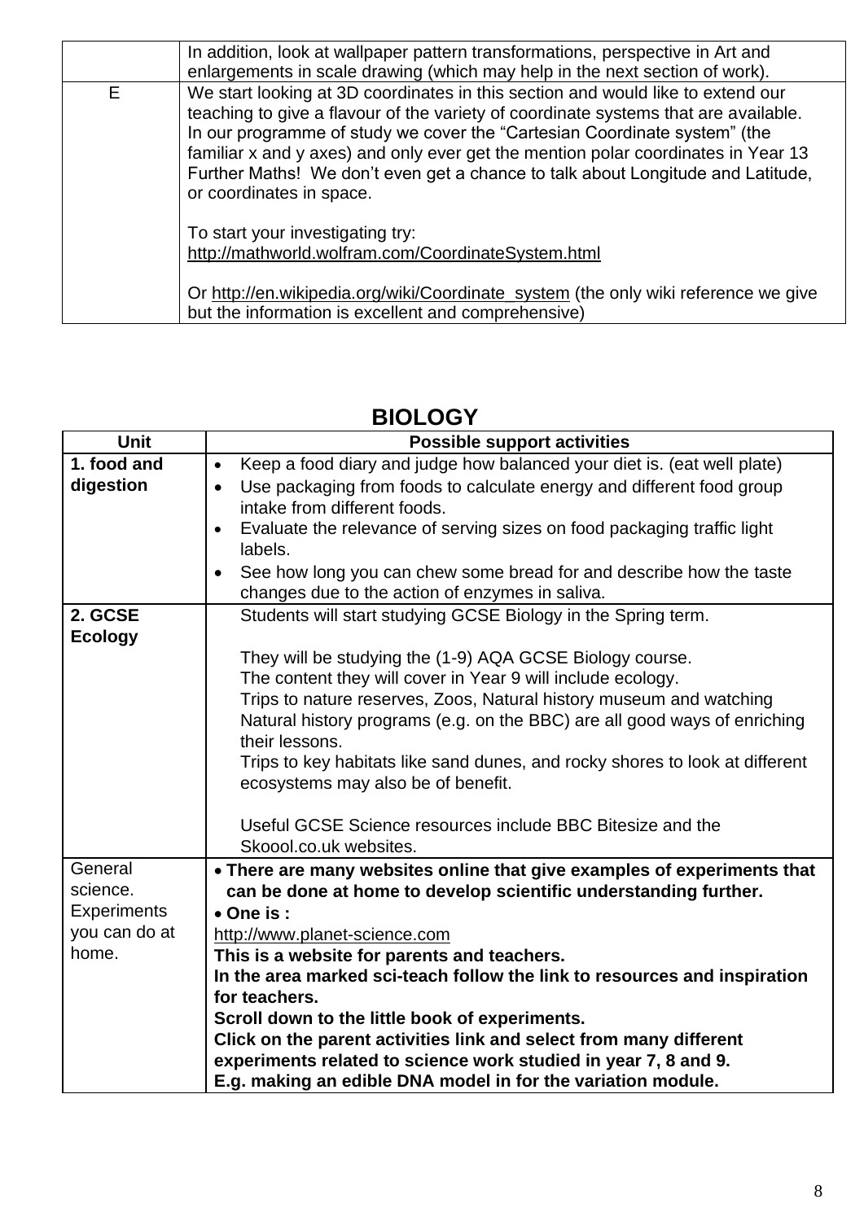|  | In addition, look at wallpaper pattern transformations, perspective in Art and enlargements in scale drawing (which may help in the next section of work). |
|---|---|
| E | We start looking at 3D coordinates in this section and would like to extend our teaching to give a flavour of the variety of coordinate systems that are available. In our programme of study we cover the "Cartesian Coordinate system" (the familiar x and y axes) and only ever get the mention polar coordinates in Year 13 Further Maths! We don't even get a chance to talk about Longitude and Latitude, or coordinates in space.<br><br>To start your investigating try:<br>http://mathworld.wolfram.com/CoordinateSystem.html<br><br>Or http://en.wikipedia.org/wiki/Coordinate_system (the only wiki reference we give but the information is excellent and comprehensive) |

## BIOLOGY

| Unit | Possible support activities |
|---|---|
| **1. food and digestion** | • Keep a food diary and judge how balanced your diet is. (eat well plate)<br>• Use packaging from foods to calculate energy and different food group intake from different foods.<br>• Evaluate the relevance of serving sizes on food packaging traffic light labels.<br>• See how long you can chew some bread for and describe how the taste changes due to the action of enzymes in saliva. |
| **2. GCSE Ecology** | Students will start studying GCSE Biology in the Spring term.<br><br>They will be studying the (1-9) AQA GCSE Biology course.<br>The content they will cover in Year 9 will include ecology.<br>Trips to nature reserves, Zoos, Natural history museum and watching Natural history programs (e.g. on the BBC) are all good ways of enriching their lessons.<br>Trips to key habitats like sand dunes, and rocky shores to look at different ecosystems may also be of benefit.<br><br>Useful GCSE Science resources include BBC Bitesize and the Skoool.co.uk websites. |
| General science. Experiments you can do at home. | • **There are many websites online that give examples of experiments that can be done at home to develop scientific understanding further.**<br>• **One is :**<br>http://www.planet-science.com<br>**This is a website for parents and teachers.**<br>**In the area marked sci-teach follow the link to resources and inspiration for teachers.**<br>**Scroll down to the little book of experiments.**<br>**Click on the parent activities link and select from many different experiments related to science work studied in year 7, 8 and 9.**<br>**E.g. making an edible DNA model in for the variation module.** |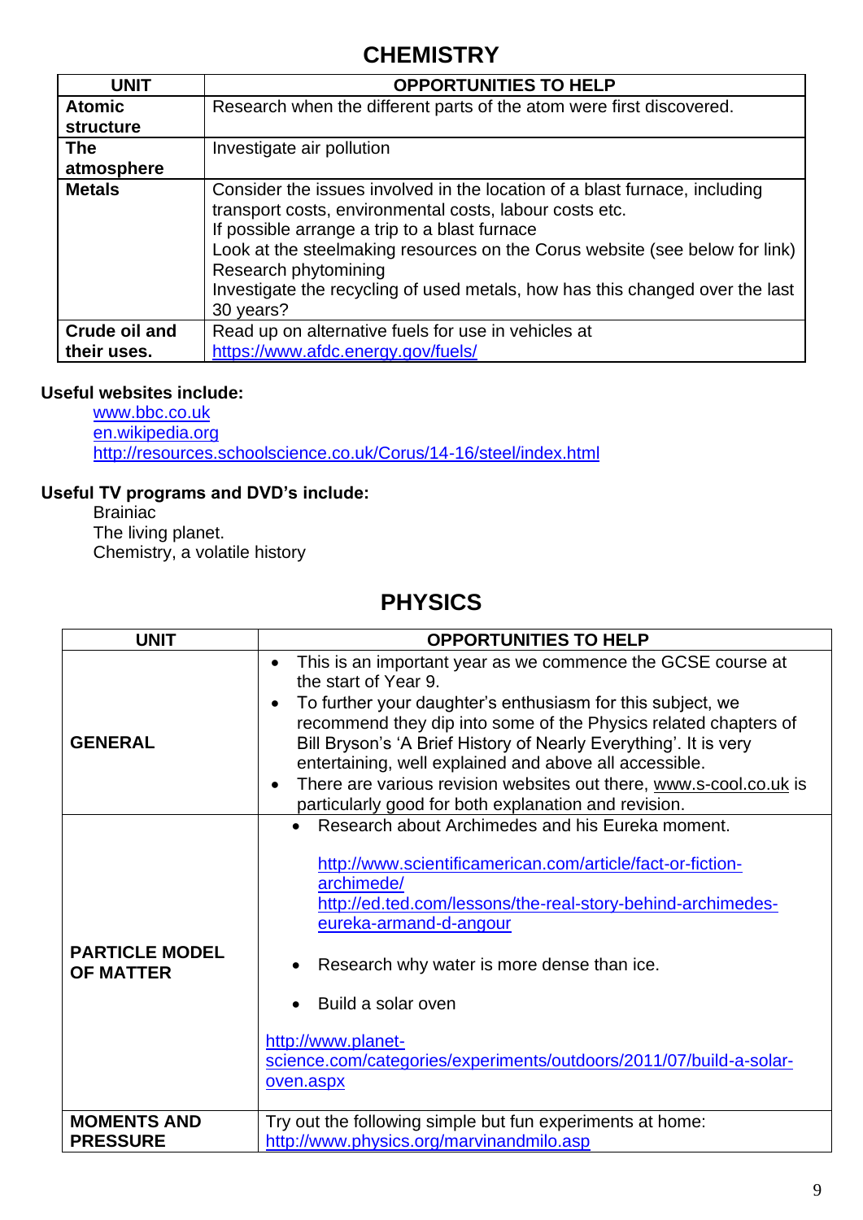# CHEMISTRY

| UNIT | OPPORTUNITIES TO HELP |
|---|---|
| **Atomic structure** | Research when the different parts of the atom were first discovered. |
| **The atmosphere** | Investigate air pollution |
| **Metals** | Consider the issues involved in the location of a blast furnace, including transport costs, environmental costs, labour costs etc.<br>If possible arrange a trip to a blast furnace<br>Look at the steelmaking resources on the Corus website (see below for link)<br>Research phytomining<br>Investigate the recycling of used metals, how has this changed over the last 30 years? |
| **Crude oil and their uses.** | Read up on alternative fuels for use in vehicles at https://www.afdc.energy.gov/fuels/ |

**Useful websites include:**

www.bbc.co.uk
en.wikipedia.org
http://resources.schoolscience.co.uk/Corus/14-16/steel/index.html

**Useful TV programs and DVD's include:**

Brainiac
The living planet.
Chemistry, a volatile history

# PHYSICS

| UNIT | OPPORTUNITIES TO HELP |
|---|---|
| **GENERAL** | • This is an important year as we commence the GCSE course at the start of Year 9.<br>• To further your daughter's enthusiasm for this subject, we recommend they dip into some of the Physics related chapters of Bill Bryson's 'A Brief History of Nearly Everything'. It is very entertaining, well explained and above all accessible.<br>• There are various revision websites out there, www.s-cool.co.uk is particularly good for both explanation and revision. |
| **PARTICLE MODEL OF MATTER** | • Research about Archimedes and his Eureka moment.<br>http://www.scientificamerican.com/article/fact-or-fiction-archimede/<br>http://ed.ted.com/lessons/the-real-story-behind-archimedes-eureka-armand-d-angour<br>• Research why water is more dense than ice.<br>• Build a solar oven<br>http://www.planet-science.com/categories/experiments/outdoors/2011/07/build-a-solar-oven.aspx |
| **MOMENTS AND PRESSURE** | Try out the following simple but fun experiments at home: http://www.physics.org/marvinandmilo.asp |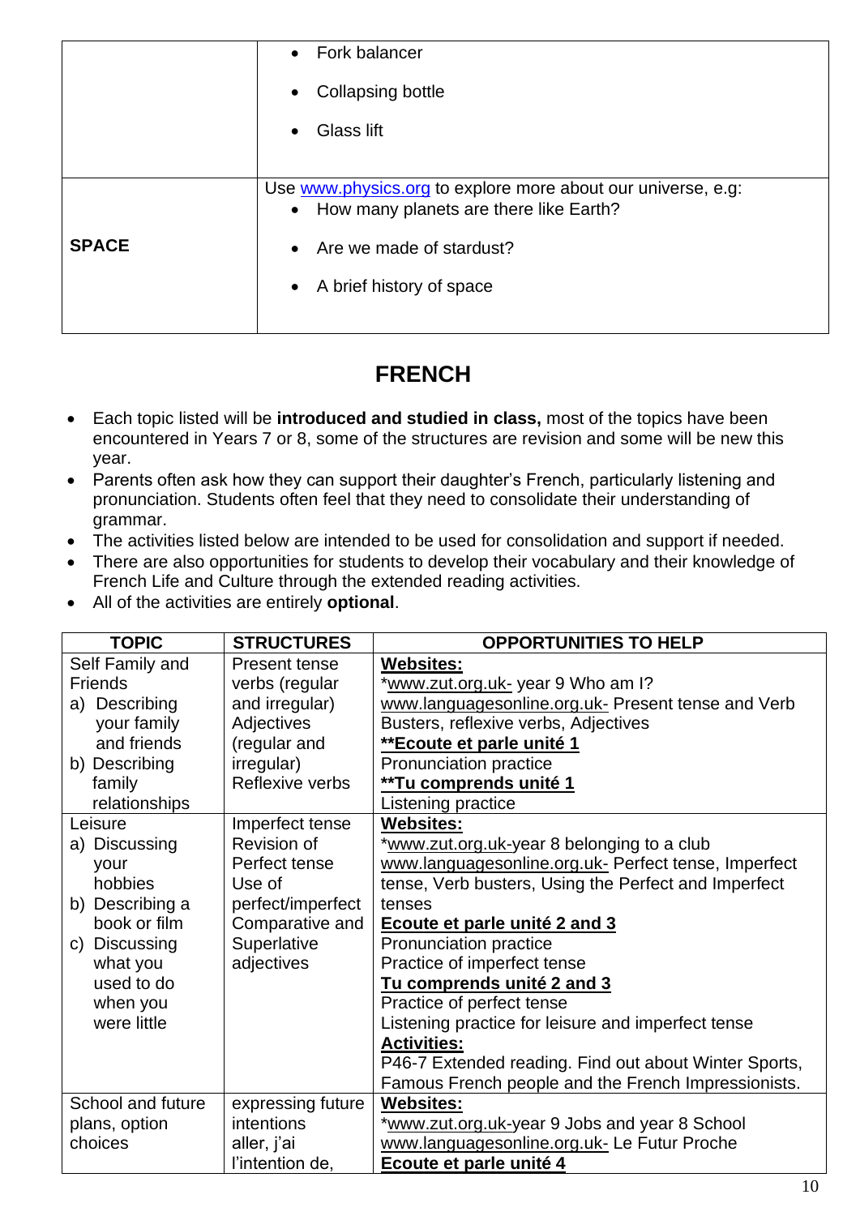| | |
|---|---|
| | • Fork balancer<br>• Collapsing bottle<br>• Glass lift |
| **SPACE** | Use www.physics.org to explore more about our universe, e.g:<br>• How many planets are there like Earth?<br>• Are we made of stardust?<br>• A brief history of space |

# FRENCH

- Each topic listed will be **introduced and studied in class,** most of the topics have been encountered in Years 7 or 8, some of the structures are revision and some will be new this year.
- Parents often ask how they can support their daughter's French, particularly listening and pronunciation. Students often feel that they need to consolidate their understanding of grammar.
- The activities listed below are intended to be used for consolidation and support if needed.
- There are also opportunities for students to develop their vocabulary and their knowledge of French Life and Culture through the extended reading activities.
- All of the activities are entirely **optional**.

| TOPIC | STRUCTURES | OPPORTUNITIES TO HELP |
|---|---|---|
| Self Family and Friends<br>a) Describing your family and friends<br>b) Describing family relationships | Present tense verbs (regular and irregular)<br>Adjectives (regular and irregular)<br>Reflexive verbs | **Websites:**<br>*www.zut.org.uk- year 9 Who am I?<br>www.languagesonline.org.uk- Present tense and Verb Busters, reflexive verbs, Adjectives<br>****Ecoute et parle unité 1**<br>Pronunciation practice<br>****Tu comprends unité 1**<br>Listening practice |
| Leisure<br>a) Discussing your hobbies<br>b) Describing a book or film<br>c) Discussing what you used to do when you were little | Imperfect tense<br>Revision of Perfect tense<br>Use of perfect/imperfect<br>Comparative and Superlative adjectives | **Websites:**<br>*www.zut.org.uk-year 8 belonging to a club<br>www.languagesonline.org.uk- Perfect tense, Imperfect tense, Verb busters, Using the Perfect and Imperfect tenses<br>**Ecoute et parle unité 2 and 3**<br>Pronunciation practice<br>Practice of imperfect tense<br>**Tu comprends unité 2 and 3**<br>Practice of perfect tense<br>Listening practice for leisure and imperfect tense<br>**Activities:**<br>P46-7 Extended reading. Find out about Winter Sports, Famous French people and the French Impressionists. |
| School and future plans, option choices | expressing future intentions<br>aller, j'ai l'intention de, | **Websites:**<br>*www.zut.org.uk-year 9 Jobs and year 8 School<br>www.languagesonline.org.uk- Le Futur Proche<br>**Ecoute et parle unité 4** |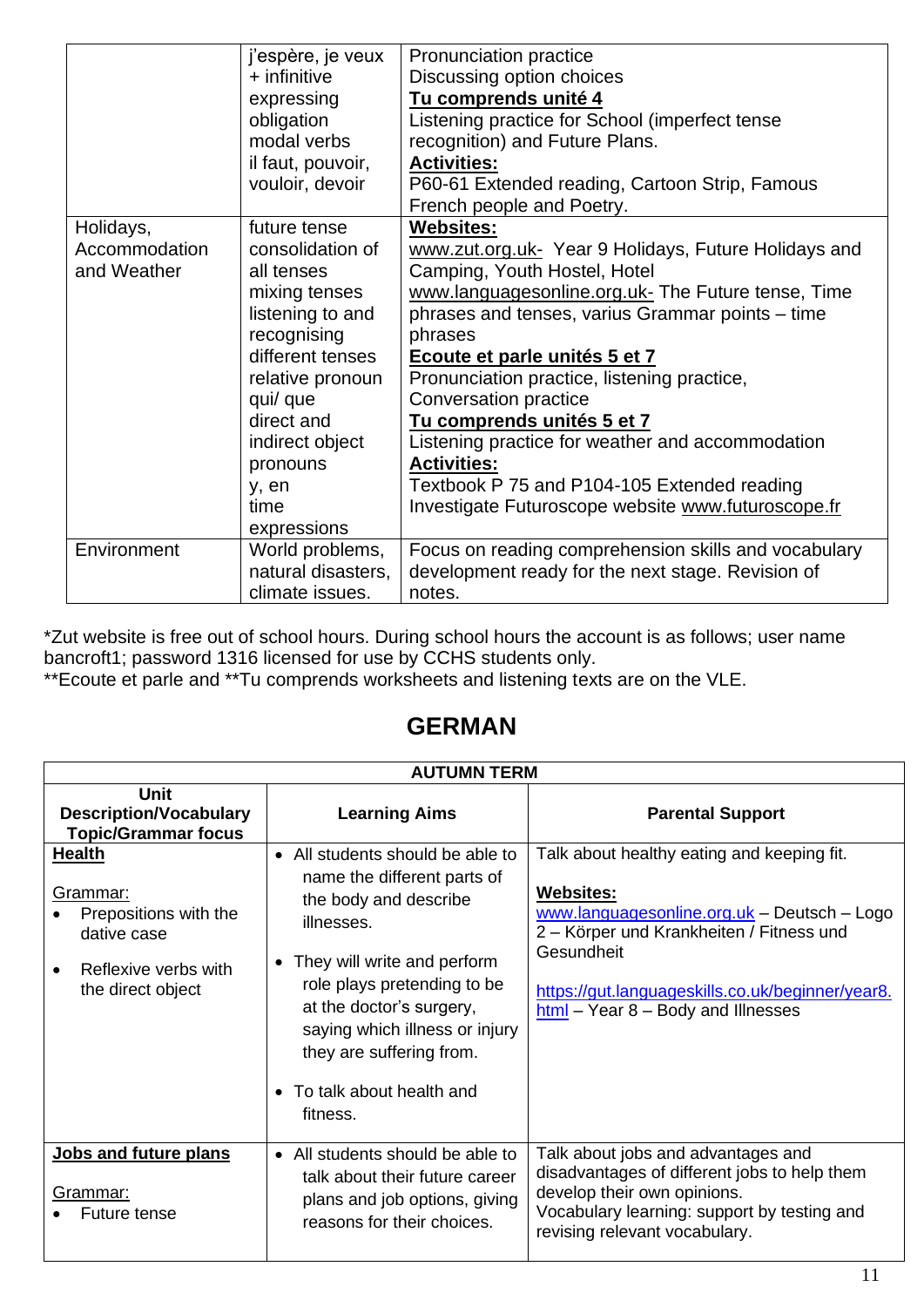| | | |
|---|---|---|
| | j'espère, je veux + infinitive<br>expressing obligation<br>modal verbs<br>il faut, pouvoir, vouloir, devoir | Pronunciation practice<br>Discussing option choices<br>**Tu comprends unité 4**<br>Listening practice for School (imperfect tense recognition) and Future Plans.<br>**Activities:**<br>P60-61 Extended reading, Cartoon Strip, Famous French people and Poetry. |
| Holidays, Accommodation and Weather | future tense<br>consolidation of all tenses<br>mixing tenses<br>listening to and recognising different tenses<br>relative pronoun qui/ que<br>direct and indirect object pronouns<br>y, en<br>time expressions | **Websites:**<br>www.zut.org.uk- Year 9 Holidays, Future Holidays and Camping, Youth Hostel, Hotel<br>www.languagesonline.org.uk- The Future tense, Time phrases and tenses, varius Grammar points – time phrases<br>**Ecoute et parle unités 5 et 7**<br>Pronunciation practice, listening practice, Conversation practice<br>**Tu comprends unités 5 et 7**<br>Listening practice for weather and accommodation<br>**Activities:**<br>Textbook P 75 and P104-105 Extended reading<br>Investigate Futuroscope website www.futuroscope.fr |
| Environment | World problems, natural disasters, climate issues. | Focus on reading comprehension skills and vocabulary development ready for the next stage. Revision of notes. |

*Zut website is free out of school hours. During school hours the account is as follows; user name bancroft1; password 1316 licensed for use by CCHS students only.
**Ecoute et parle and **Tu comprends worksheets and listening texts are on the VLE.

# GERMAN

| AUTUMN TERM | | |
|---|---|---|
| **Unit Description/Vocabulary Topic/Grammar focus** | **Learning Aims** | **Parental Support** |
| **Health**<br><br>Grammar:<br>• Prepositions with the dative case<br>• Reflexive verbs with the direct object | • All students should be able to name the different parts of the body and describe illnesses.<br>• They will write and perform role plays pretending to be at the doctor's surgery, saying which illness or injury they are suffering from.<br>• To talk about health and fitness. | Talk about healthy eating and keeping fit.<br><br>**Websites:**<br>www.languagesonline.org.uk – Deutsch – Logo 2 – Körper und Krankheiten / Fitness und Gesundheit<br><br>https://gut.languageskills.co.uk/beginner/year8.html – Year 8 – Body and Illnesses |
| **Jobs and future plans**<br><br>Grammar:<br>• Future tense | • All students should be able to talk about their future career plans and job options, giving reasons for their choices. | Talk about jobs and advantages and disadvantages of different jobs to help them develop their own opinions.<br>Vocabulary learning: support by testing and revising relevant vocabulary. |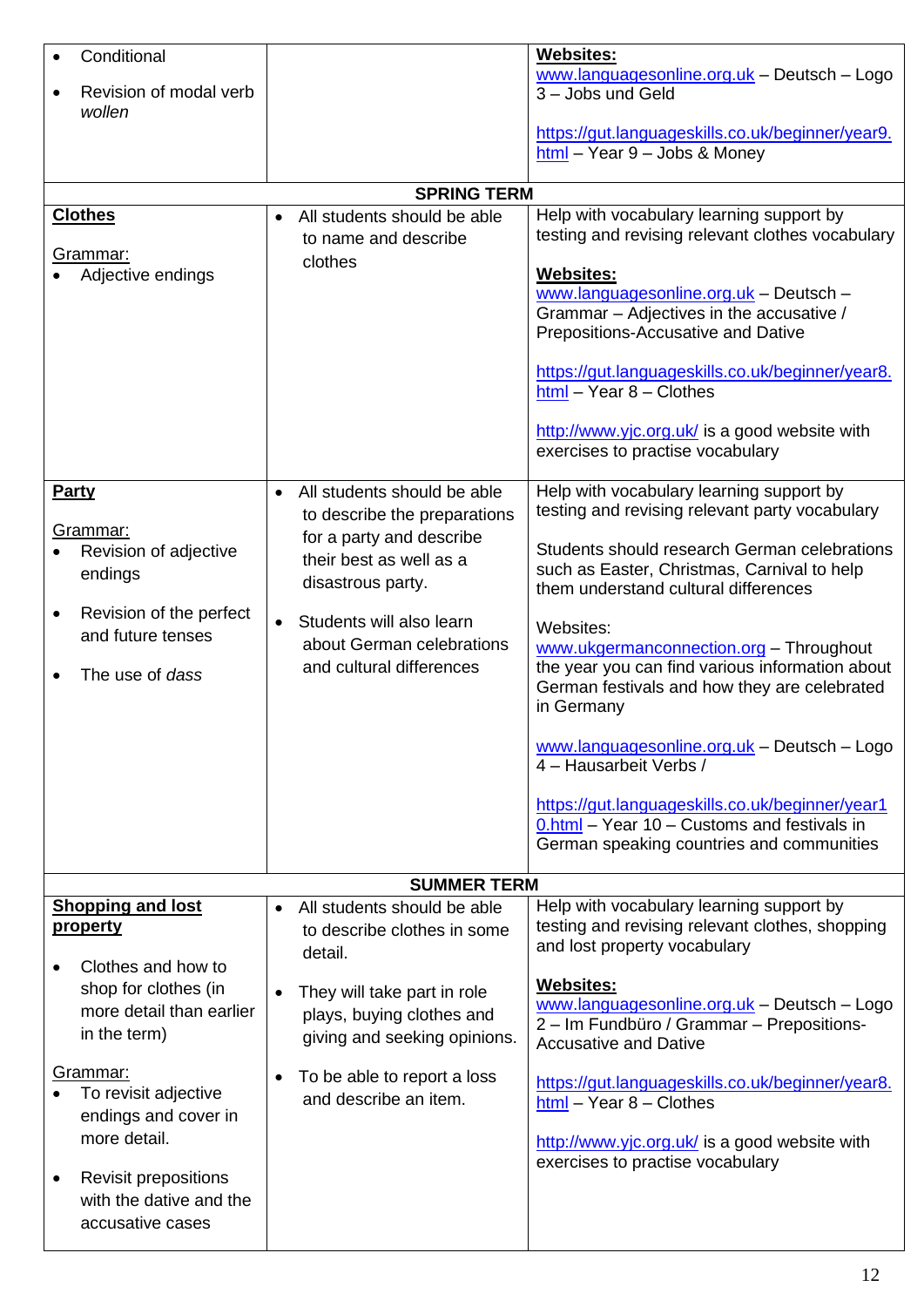| | | |
|---|---|---|
| • Conditional<br><br>• Revision of modal verb *wollen* | | **Websites:**<br>www.languagesonline.org.uk – Deutsch – Logo 3 – Jobs und Geld<br><br>https://gut.languageskills.co.uk/beginner/year9.html – Year 9 – Jobs & Money |
| | **SPRING TERM** | |
| **Clothes**<br><br>Grammar:<br>• Adjective endings | • All students should be able to name and describe clothes | Help with vocabulary learning support by testing and revising relevant clothes vocabulary<br><br>**Websites:**<br>www.languagesonline.org.uk – Deutsch – Grammar – Adjectives in the accusative / Prepositions-Accusative and Dative<br><br>https://gut.languageskills.co.uk/beginner/year8.html – Year 8 – Clothes<br><br>http://www.yjc.org.uk/ is a good website with exercises to practise vocabulary |
| **Party**<br><br>Grammar:<br>• Revision of adjective endings<br><br>• Revision of the perfect and future tenses<br><br>• The use of *dass* | • All students should be able to describe the preparations for a party and describe their best as well as a disastrous party.<br><br>• Students will also learn about German celebrations and cultural differences | Help with vocabulary learning support by testing and revising relevant party vocabulary<br><br>Students should research German celebrations such as Easter, Christmas, Carnival to help them understand cultural differences<br><br>Websites:<br>www.ukgermanconnection.org – Throughout the year you can find various information about German festivals and how they are celebrated in Germany<br><br>www.languagesonline.org.uk – Deutsch – Logo 4 – Hausarbeit Verbs /<br><br>https://gut.languageskills.co.uk/beginner/year10.html – Year 10 – Customs and festivals in German speaking countries and communities |
| | **SUMMER TERM** | |
| **Shopping and lost property**<br><br>• Clothes and how to shop for clothes (in more detail than earlier in the term)<br><br>Grammar:<br>• To revisit adjective endings and cover in more detail.<br><br>• Revisit prepositions with the dative and the accusative cases | • All students should be able to describe clothes in some detail.<br><br>• They will take part in role plays, buying clothes and giving and seeking opinions.<br><br>• To be able to report a loss and describe an item. | Help with vocabulary learning support by testing and revising relevant clothes, shopping and lost property vocabulary<br><br>**Websites:**<br>www.languagesonline.org.uk – Deutsch – Logo 2 – Im Fundbüro / Grammar – Prepositions-Accusative and Dative<br><br>https://gut.languageskills.co.uk/beginner/year8.html – Year 8 – Clothes<br><br>http://www.yjc.org.uk/ is a good website with exercises to practise vocabulary |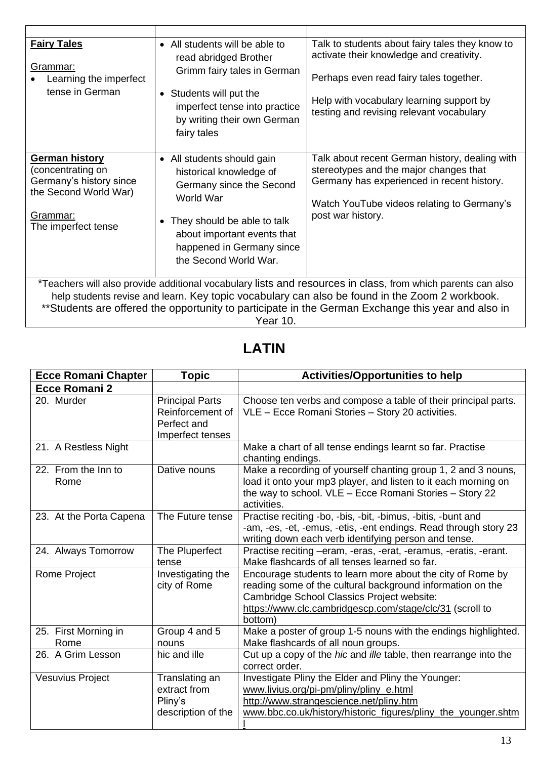| | | |
|---|---|---|
| **Fairy Tales**<br><br>Grammar:<br>• Learning the imperfect tense in German | • All students will be able to read abridged Brother Grimm fairy tales in German<br>• Students will put the imperfect tense into practice by writing their own German fairy tales | Talk to students about fairy tales they know to activate their knowledge and creativity.<br><br>Perhaps even read fairy tales together.<br><br>Help with vocabulary learning support by testing and revising relevant vocabulary |
| **German history** (concentrating on Germany's history since the Second World War)<br><br>Grammar:<br>The imperfect tense | • All students should gain historical knowledge of Germany since the Second World War<br>• They should be able to talk about important events that happened in Germany since the Second World War. | Talk about recent German history, dealing with stereotypes and the major changes that Germany has experienced in recent history.<br><br>Watch YouTube videos relating to Germany's post war history. |

*Teachers will also provide additional vocabulary lists and resources in class, from which parents can also help students revise and learn. Key topic vocabulary can also be found in the Zoom 2 workbook.
**Students are offered the opportunity to participate in the German Exchange this year and also in Year 10.

# LATIN

| Ecce Romani Chapter | Topic | Activities/Opportunities to help |
|---|---|---|
| **Ecce Romani 2** | | |
| 20. Murder | Principal Parts Reinforcement of Perfect and Imperfect tenses | Choose ten verbs and compose a table of their principal parts. VLE – Ecce Romani Stories – Story 20 activities. |
| 21. A Restless Night | | Make a chart of all tense endings learnt so far. Practise chanting endings. |
| 22. From the Inn to Rome | Dative nouns | Make a recording of yourself chanting group 1, 2 and 3 nouns, load it onto your mp3 player, and listen to it each morning on the way to school. VLE – Ecce Romani Stories – Story 22 activities. |
| 23. At the Porta Capena | The Future tense | Practise reciting -bo, -bis, -bit, -bimus, -bitis, -bunt and -am, -es, -et, -emus, -etis, -ent endings. Read through story 23 writing down each verb identifying person and tense. |
| 24. Always Tomorrow | The Pluperfect tense | Practise reciting –eram, -eras, -erat, -eramus, -eratis, -erant. Make flashcards of all tenses learned so far. |
| Rome Project | Investigating the city of Rome | Encourage students to learn more about the city of Rome by reading some of the cultural background information on the Cambridge School Classics Project website: https://www.clc.cambridgescp.com/stage/clc/31 (scroll to bottom) |
| 25. First Morning in Rome | Group 4 and 5 nouns | Make a poster of group 1-5 nouns with the endings highlighted. Make flashcards of all noun groups. |
| 26. A Grim Lesson | hic and ille | Cut up a copy of the *hic* and *ille* table, then rearrange into the correct order. |
| Vesuvius Project | Translating an extract from Pliny's description of the | Investigate Pliny the Elder and Pliny the Younger:<br>www.livius.org/pi-pm/pliny/pliny_e.html<br>http://www.strangescience.net/pliny.htm<br>www.bbc.co.uk/history/historic_figures/pliny_the_younger.shtml |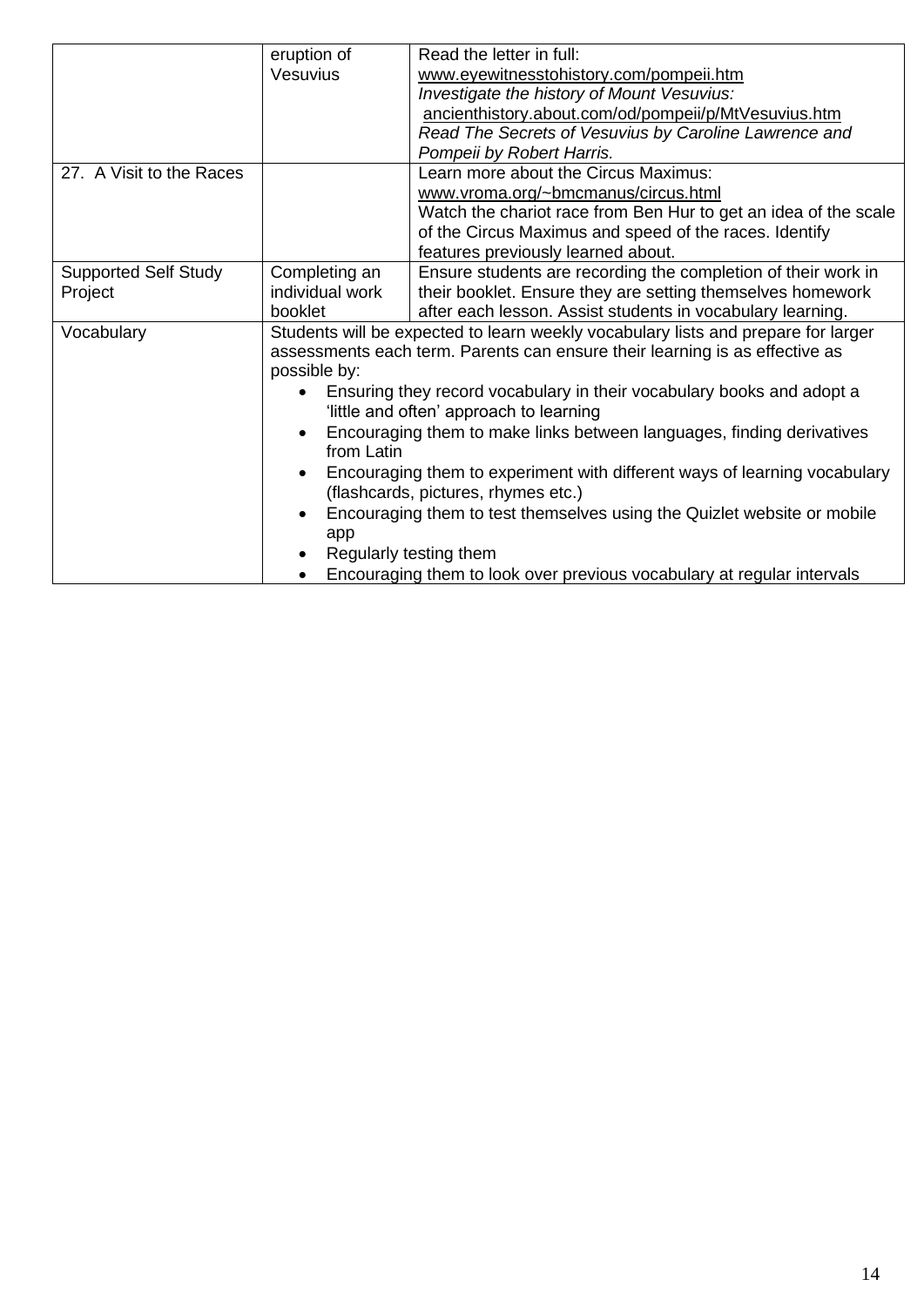| | | |
|---|---|---|
| | eruption of Vesuvius | Read the letter in full: www.eyewitnesstohistory.com/pompeii.htm<br>*Investigate the history of Mount Vesuvius:* ancienthistory.about.com/od/pompeii/p/MtVesuvius.htm<br>*Read The Secrets of Vesuvius by Caroline Lawrence and Pompeii by Robert Harris.* |
| 27. A Visit to the Races | | Learn more about the Circus Maximus: www.vroma.org/~bmcmanus/circus.html<br>Watch the chariot race from Ben Hur to get an idea of the scale of the Circus Maximus and speed of the races. Identify features previously learned about. |
| Supported Self Study Project | Completing an individual work booklet | Ensure students are recording the completion of their work in their booklet. Ensure they are setting themselves homework after each lesson. Assist students in vocabulary learning. |
| Vocabulary | Students will be expected to learn weekly vocabulary lists and prepare for larger assessments each term. Parents can ensure their learning is as effective as possible by:<br>• Ensuring they record vocabulary in their vocabulary books and adopt a 'little and often' approach to learning<br>• Encouraging them to make links between languages, finding derivatives from Latin<br>• Encouraging them to experiment with different ways of learning vocabulary (flashcards, pictures, rhymes etc.)<br>• Encouraging them to test themselves using the Quizlet website or mobile app<br>• Regularly testing them<br>• Encouraging them to look over previous vocabulary at regular intervals | |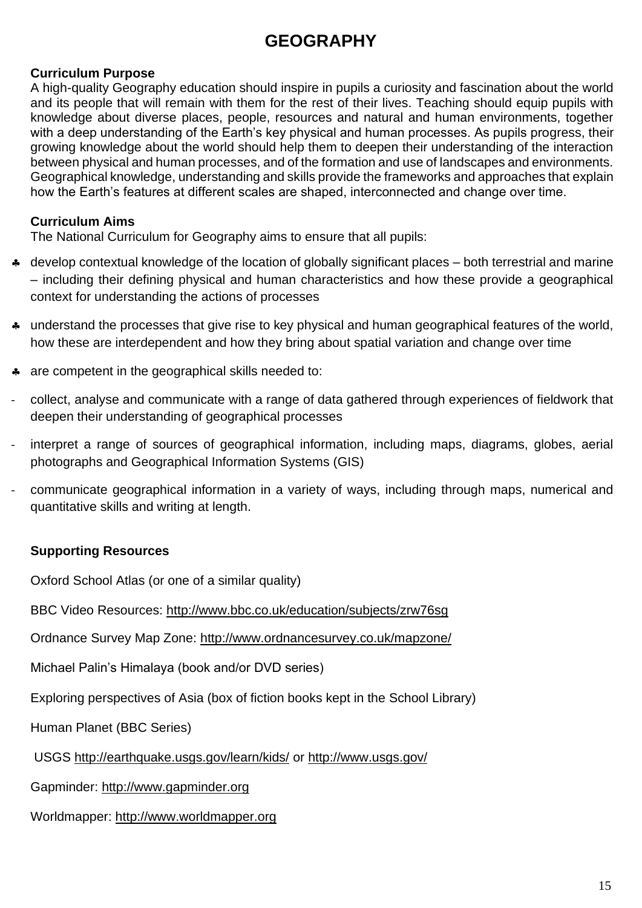# GEOGRAPHY

**Curriculum Purpose**

A high-quality Geography education should inspire in pupils a curiosity and fascination about the world and its people that will remain with them for the rest of their lives. Teaching should equip pupils with knowledge about diverse places, people, resources and natural and human environments, together with a deep understanding of the Earth's key physical and human processes. As pupils progress, their growing knowledge about the world should help them to deepen their understanding of the interaction between physical and human processes, and of the formation and use of landscapes and environments. Geographical knowledge, understanding and skills provide the frameworks and approaches that explain how the Earth's features at different scales are shaped, interconnected and change over time.

**Curriculum Aims**

The National Curriculum for Geography aims to ensure that all pupils:

- develop contextual knowledge of the location of globally significant places – both terrestrial and marine – including their defining physical and human characteristics and how these provide a geographical context for understanding the actions of processes
- understand the processes that give rise to key physical and human geographical features of the world, how these are interdependent and how they bring about spatial variation and change over time
- are competent in the geographical skills needed to:
  - collect, analyse and communicate with a range of data gathered through experiences of fieldwork that deepen their understanding of geographical processes
  - interpret a range of sources of geographical information, including maps, diagrams, globes, aerial photographs and Geographical Information Systems (GIS)
  - communicate geographical information in a variety of ways, including through maps, numerical and quantitative skills and writing at length.

**Supporting Resources**

Oxford School Atlas (or one of a similar quality)

BBC Video Resources: http://www.bbc.co.uk/education/subjects/zrw76sg

Ordnance Survey Map Zone: http://www.ordnancesurvey.co.uk/mapzone/

Michael Palin's Himalaya (book and/or DVD series)

Exploring perspectives of Asia (box of fiction books kept in the School Library)

Human Planet (BBC Series)

USGS http://earthquake.usgs.gov/learn/kids/ or http://www.usgs.gov/

Gapminder: http://www.gapminder.org

Worldmapper: http://www.worldmapper.org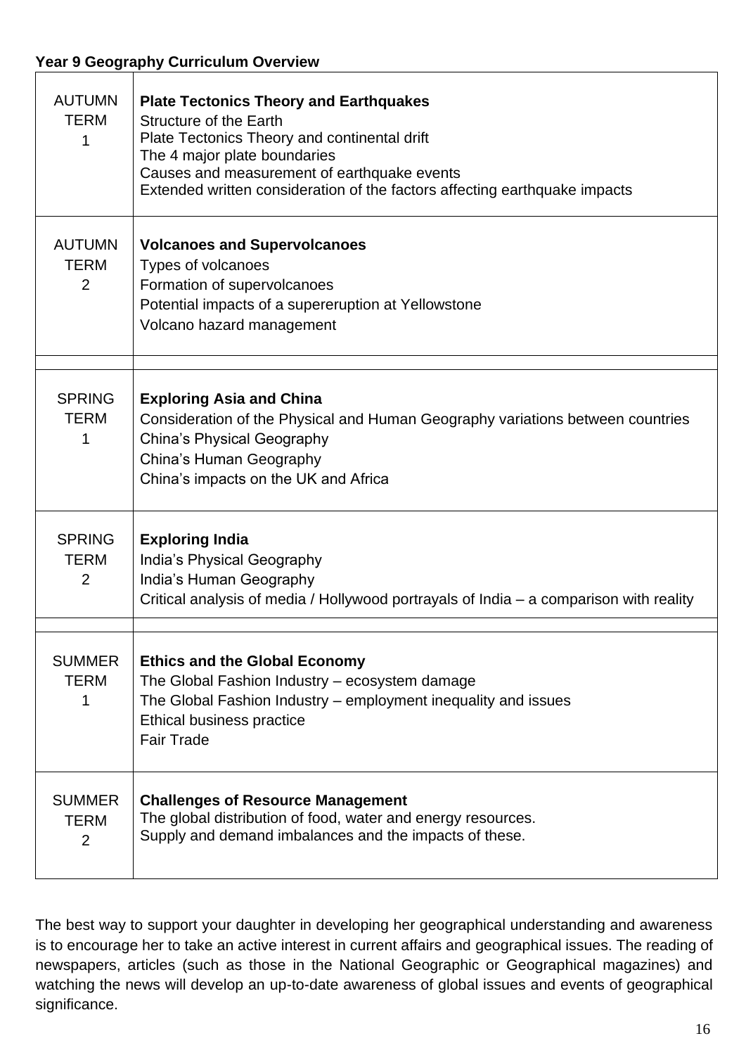**Year 9 Geography Curriculum Overview**

| | |
|---|---|
| AUTUMN TERM 1 | **Plate Tectonics Theory and Earthquakes**<br>Structure of the Earth<br>Plate Tectonics Theory and continental drift<br>The 4 major plate boundaries<br>Causes and measurement of earthquake events<br>Extended written consideration of the factors affecting earthquake impacts |
| AUTUMN TERM 2 | **Volcanoes and Supervolcanoes**<br>Types of volcanoes<br>Formation of supervolcanoes<br>Potential impacts of a supereruption at Yellowstone<br>Volcano hazard management |
| | |
| SPRING TERM 1 | **Exploring Asia and China**<br>Consideration of the Physical and Human Geography variations between countries<br>China's Physical Geography<br>China's Human Geography<br>China's impacts on the UK and Africa |
| SPRING TERM 2 | **Exploring India**<br>India's Physical Geography<br>India's Human Geography<br>Critical analysis of media / Hollywood portrayals of India – a comparison with reality |
| | |
| SUMMER TERM 1 | **Ethics and the Global Economy**<br>The Global Fashion Industry – ecosystem damage<br>The Global Fashion Industry – employment inequality and issues<br>Ethical business practice<br>Fair Trade |
| SUMMER TERM 2 | **Challenges of Resource Management**<br>The global distribution of food, water and energy resources.<br>Supply and demand imbalances and the impacts of these. |

The best way to support your daughter in developing her geographical understanding and awareness is to encourage her to take an active interest in current affairs and geographical issues. The reading of newspapers, articles (such as those in the National Geographic or Geographical magazines) and watching the news will develop an up-to-date awareness of global issues and events of geographical significance.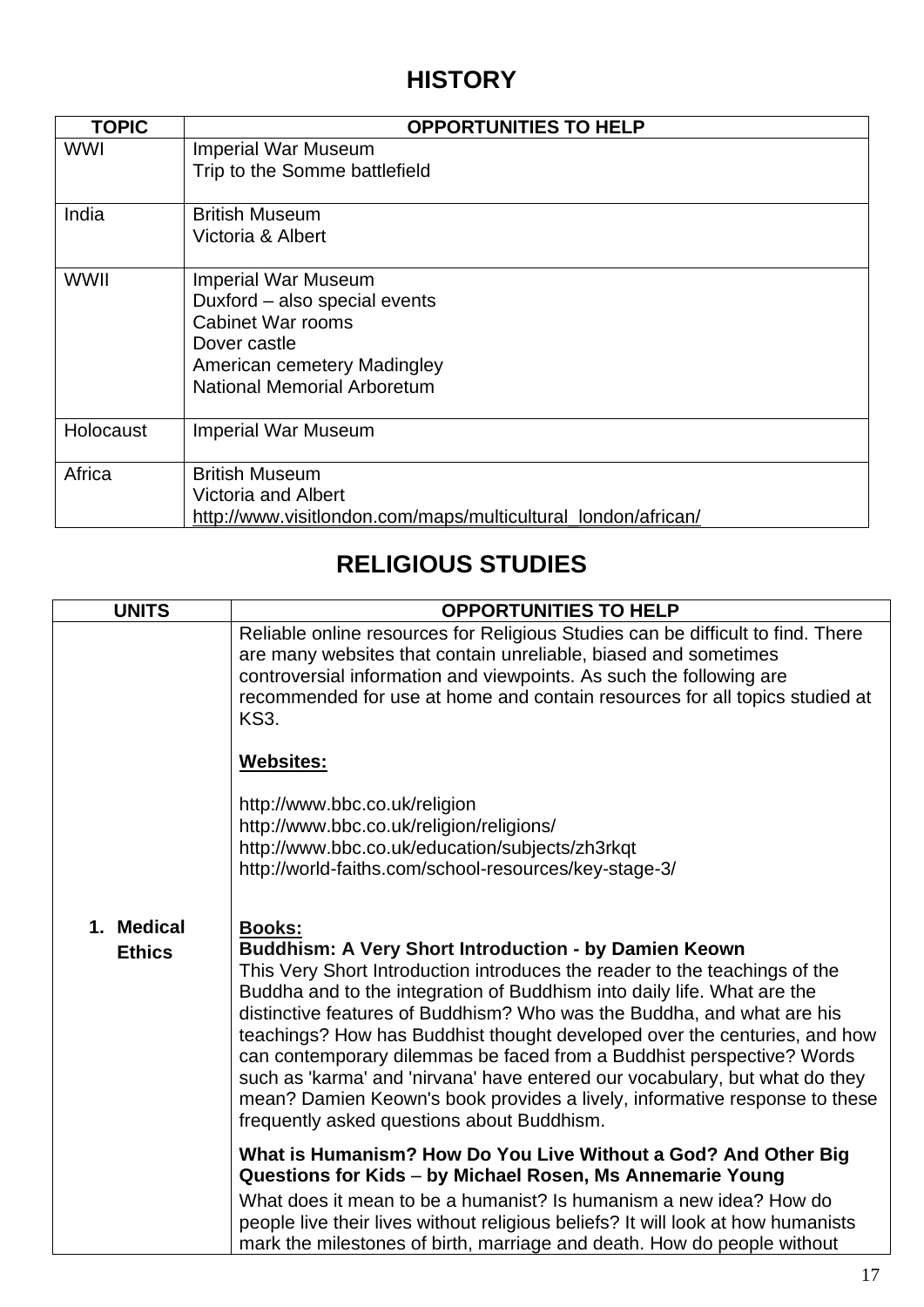# HISTORY

| TOPIC | OPPORTUNITIES TO HELP |
|---|---|
| WWI | Imperial War Museum<br>Trip to the Somme battlefield |
| India | British Museum<br>Victoria & Albert |
| WWII | Imperial War Museum<br>Duxford – also special events<br>Cabinet War rooms<br>Dover castle<br>American cemetery Madingley<br>National Memorial Arboretum |
| Holocaust | Imperial War Museum |
| Africa | British Museum<br>Victoria and Albert<br>http://www.visitlondon.com/maps/multicultural_london/african/ |

# RELIGIOUS STUDIES

| UNITS | OPPORTUNITIES TO HELP |
|---|---|
| 1. **Medical Ethics** | Reliable online resources for Religious Studies can be difficult to find. There are many websites that contain unreliable, biased and sometimes controversial information and viewpoints. As such the following are recommended for use at home and contain resources for all topics studied at KS3.<br><br>**Websites:**<br><br>http://www.bbc.co.uk/religion<br>http://www.bbc.co.uk/religion/religions/<br>http://www.bbc.co.uk/education/subjects/zh3rkqt<br>http://world-faiths.com/school-resources/key-stage-3/<br><br>**Books:**<br>**Buddhism: A Very Short Introduction - by Damien Keown**<br>This Very Short Introduction introduces the reader to the teachings of the Buddha and to the integration of Buddhism into daily life. What are the distinctive features of Buddhism? Who was the Buddha, and what are his teachings? How has Buddhist thought developed over the centuries, and how can contemporary dilemmas be faced from a Buddhist perspective? Words such as 'karma' and 'nirvana' have entered our vocabulary, but what do they mean? Damien Keown's book provides a lively, informative response to these frequently asked questions about Buddhism.<br><br>**What is Humanism? How Do You Live Without a God? And Other Big Questions for Kids – by Michael Rosen, Ms Annemarie Young**<br>What does it mean to be a humanist? Is humanism a new idea? How do people live their lives without religious beliefs? It will look at how humanists mark the milestones of birth, marriage and death. How do people without |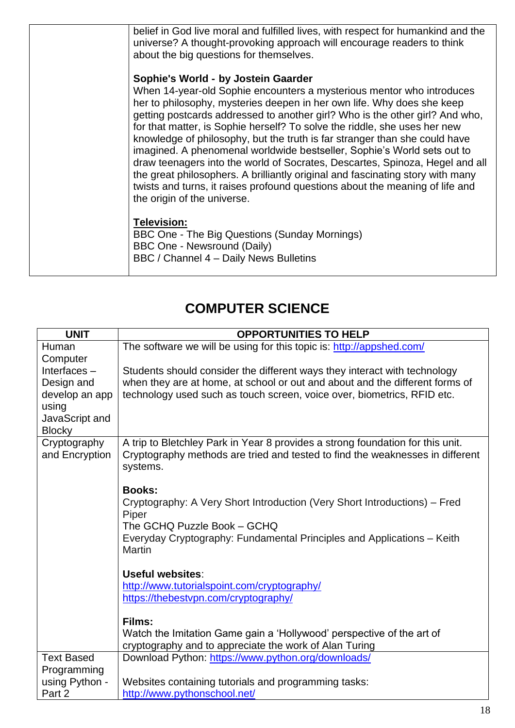| | |
|---|---|
| | belief in God live moral and fulfilled lives, with respect for humankind and the universe? A thought-provoking approach will encourage readers to think about the big questions for themselves.<br><br>**Sophie's World - by Jostein Gaarder**<br>When 14-year-old Sophie encounters a mysterious mentor who introduces her to philosophy, mysteries deepen in her own life. Why does she keep getting postcards addressed to another girl? Who is the other girl? And who, for that matter, is Sophie herself? To solve the riddle, she uses her new knowledge of philosophy, but the truth is far stranger than she could have imagined. A phenomenal worldwide bestseller, Sophie's World sets out to draw teenagers into the world of Socrates, Descartes, Spinoza, Hegel and all the great philosophers. A brilliantly original and fascinating story with many twists and turns, it raises profound questions about the meaning of life and the origin of the universe.<br><br>**Television:**<br>BBC One - The Big Questions (Sunday Mornings)<br>BBC One - Newsround (Daily)<br>BBC / Channel 4 – Daily News Bulletins |

## COMPUTER SCIENCE

| UNIT | OPPORTUNITIES TO HELP |
|---|---|
| Human Computer Interfaces – Design and develop an app using JavaScript and Blocky | The software we will be using for this topic is: http://appshed.com/<br><br>Students should consider the different ways they interact with technology when they are at home, at school or out and about and the different forms of technology used such as touch screen, voice over, biometrics, RFID etc. |
| Cryptography and Encryption | A trip to Bletchley Park in Year 8 provides a strong foundation for this unit. Cryptography methods are tried and tested to find the weaknesses in different systems.<br><br>**Books:**<br>Cryptography: A Very Short Introduction (Very Short Introductions) – Fred Piper<br>The GCHQ Puzzle Book – GCHQ<br>Everyday Cryptography: Fundamental Principles and Applications – Keith Martin<br><br>**Useful websites**:<br>http://www.tutorialspoint.com/cryptography/<br>https://thebestvpn.com/cryptography/<br><br>**Films:**<br>Watch the Imitation Game gain a 'Hollywood' perspective of the art of cryptography and to appreciate the work of Alan Turing |
| Text Based Programming using Python - Part 2 | Download Python: https://www.python.org/downloads/<br><br>Websites containing tutorials and programming tasks:<br>http://www.pythonschool.net/ |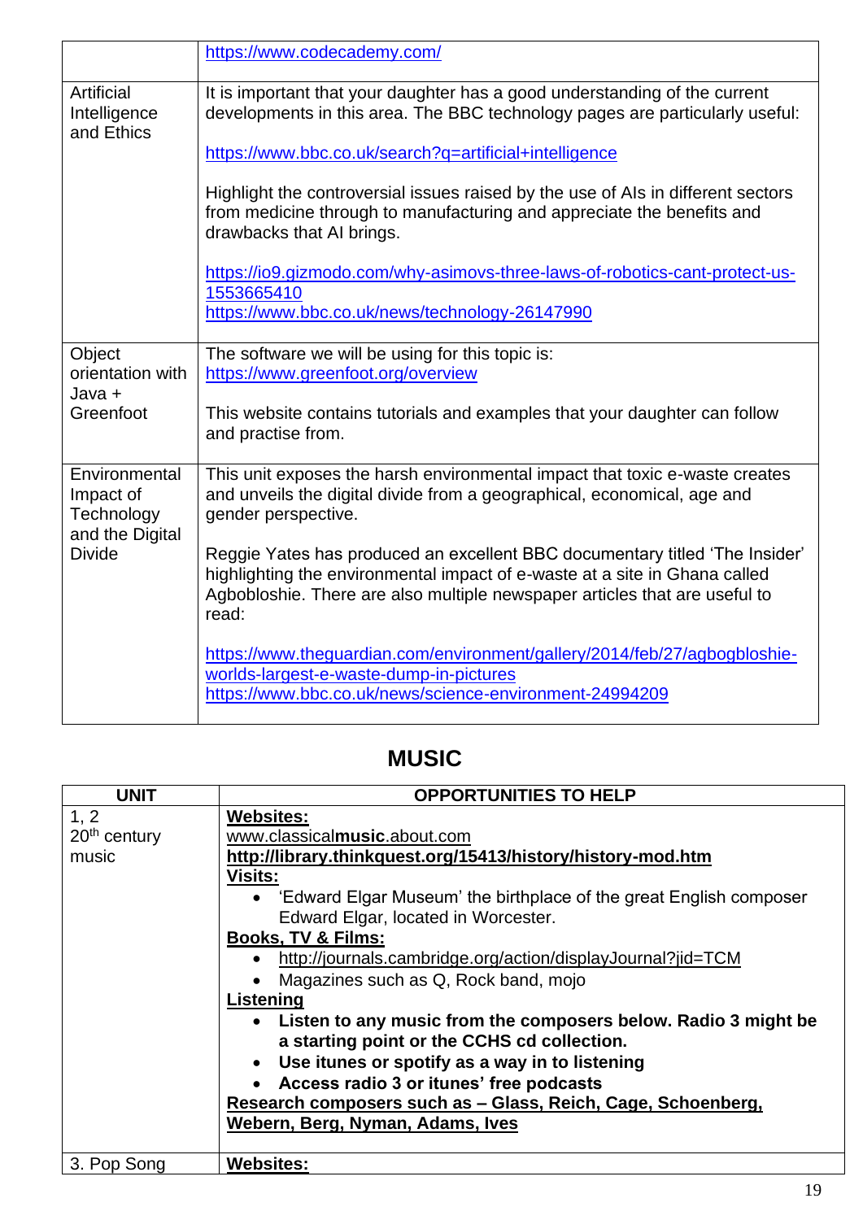| | |
|---|---|
| | https://www.codecademy.com/ |
| Artificial Intelligence and Ethics | It is important that your daughter has a good understanding of the current developments in this area. The BBC technology pages are particularly useful:<br><br>https://www.bbc.co.uk/search?q=artificial+intelligence<br><br>Highlight the controversial issues raised by the use of AIs in different sectors from medicine through to manufacturing and appreciate the benefits and drawbacks that AI brings.<br><br>https://io9.gizmodo.com/why-asimovs-three-laws-of-robotics-cant-protect-us-1553665410<br>https://www.bbc.co.uk/news/technology-26147990 |
| Object orientation with Java + Greenfoot | The software we will be using for this topic is:<br>https://www.greenfoot.org/overview<br><br>This website contains tutorials and examples that your daughter can follow and practise from. |
| Environmental Impact of Technology and the Digital Divide | This unit exposes the harsh environmental impact that toxic e-waste creates and unveils the digital divide from a geographical, economical, age and gender perspective.<br><br>Reggie Yates has produced an excellent BBC documentary titled 'The Insider' highlighting the environmental impact of e-waste at a site in Ghana called Agbobloshie. There are also multiple newspaper articles that are useful to read:<br><br>https://www.theguardian.com/environment/gallery/2014/feb/27/agbogbloshie-worlds-largest-e-waste-dump-in-pictures<br>https://www.bbc.co.uk/news/science-environment-24994209 |

## MUSIC

| UNIT | OPPORTUNITIES TO HELP |
|---|---|
| 1, 2<br>20th century music | **Websites:**<br>www.classical**music**.about.com<br>**http://library.thinkquest.org/15413/history/history-mod.htm**<br>**Visits:**<br>• 'Edward Elgar Museum' the birthplace of the great English composer Edward Elgar, located in Worcester.<br>**Books, TV & Films:**<br>• http://journals.cambridge.org/action/displayJournal?jid=TCM<br>• Magazines such as Q, Rock band, mojo<br>**Listening**<br>• **Listen to any music from the composers below. Radio 3 might be a starting point or the CCHS cd collection.**<br>• **Use itunes or spotify as a way in to listening**<br>• **Access radio 3 or itunes' free podcasts**<br>**Research composers such as – Glass, Reich, Cage, Schoenberg, Webern, Berg, Nyman, Adams, Ives** |
| 3. Pop Song | **Websites:** |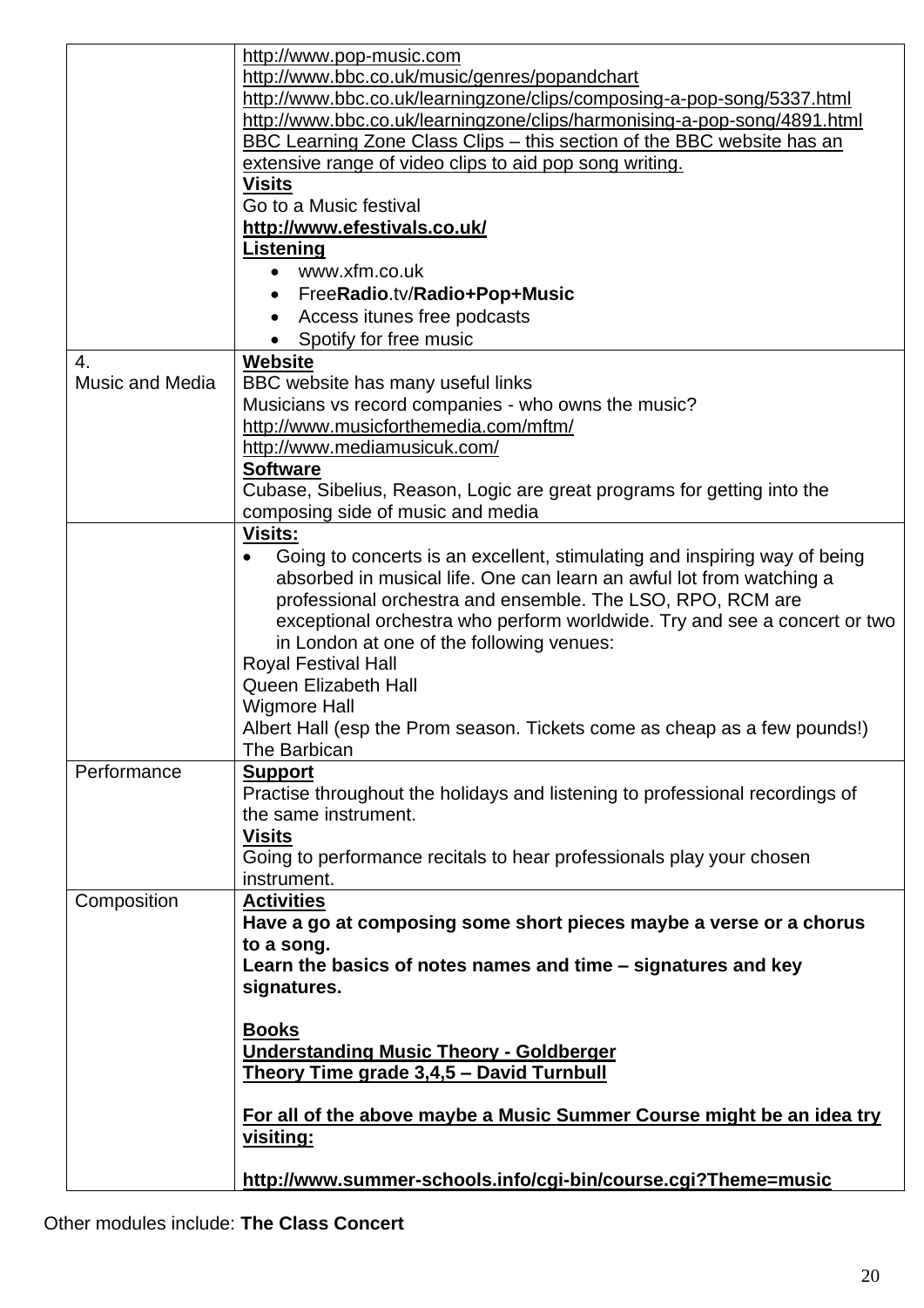| | |
|---|---|
| | http://www.pop-music.com<br>http://www.bbc.co.uk/music/genres/popandchart<br>http://www.bbc.co.uk/learningzone/clips/composing-a-pop-song/5337.html<br>http://www.bbc.co.uk/learningzone/clips/harmonising-a-pop-song/4891.html<br>BBC Learning Zone Class Clips – this section of the BBC website has an extensive range of video clips to aid pop song writing.<br>**Visits**<br>Go to a Music festival<br>**http://www.efestivals.co.uk/**<br>**Listening**<br>• www.xfm.co.uk<br>• Free**Radio**.tv/**Radio+Pop+Music**<br>• Access itunes free podcasts<br>• Spotify for free music |
| 4.<br>Music and Media | **Website**<br>BBC website has many useful links<br>Musicians vs record companies - who owns the music?<br>http://www.musicforthemedia.com/mftm/<br>http://www.mediamusicuk.com/<br>**Software**<br>Cubase, Sibelius, Reason, Logic are great programs for getting into the composing side of music and media |
| | **Visits:**<br>• Going to concerts is an excellent, stimulating and inspiring way of being absorbed in musical life. One can learn an awful lot from watching a professional orchestra and ensemble. The LSO, RPO, RCM are exceptional orchestra who perform worldwide. Try and see a concert or two in London at one of the following venues:<br>Royal Festival Hall<br>Queen Elizabeth Hall<br>Wigmore Hall<br>Albert Hall (esp the Prom season. Tickets come as cheap as a few pounds!)<br>The Barbican |
| Performance | **Support**<br>Practise throughout the holidays and listening to professional recordings of the same instrument.<br>**Visits**<br>Going to performance recitals to hear professionals play your chosen instrument. |
| Composition | **Activities**<br>**Have a go at composing some short pieces maybe a verse or a chorus to a song.**<br>**Learn the basics of notes names and time – signatures and key signatures.**<br><br>**Books**<br>**Understanding Music Theory - Goldberger**<br>**Theory Time grade 3,4,5 – David Turnbull**<br><br>**For all of the above maybe a Music Summer Course might be an idea try visiting:**<br><br>**http://www.summer-schools.info/cgi-bin/course.cgi?Theme=music** |

Other modules include: **The Class Concert**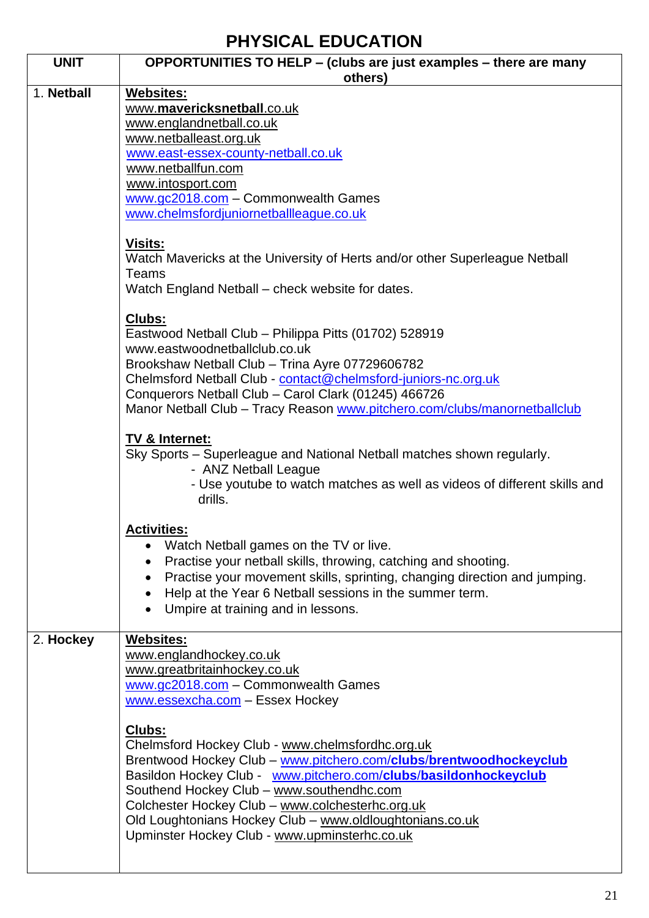# PHYSICAL EDUCATION

| UNIT | OPPORTUNITIES TO HELP – (clubs are just examples – there are many others) |
| --- | --- |
| 1. **Netball** | **Websites:**<br>www.**mavericksnetball**.co.uk<br>www.englandnetball.co.uk<br>www.netballeast.org.uk<br>www.east-essex-county-netball.co.uk<br>www.netballfun.com<br>www.intosport.com<br>www.gc2018.com – Commonwealth Games<br>www.chelmsfordjuniornetballleague.co.uk<br><br>**Visits:**<br>Watch Mavericks at the University of Herts and/or other Superleague Netball Teams<br>Watch England Netball – check website for dates.<br><br>**Clubs:**<br>Eastwood Netball Club – Philippa Pitts (01702) 528919<br>www.eastwoodnetballclub.co.uk<br>Brookshaw Netball Club – Trina Ayre 07729606782<br>Chelmsford Netball Club - contact@chelmsford-juniors-nc.org.uk<br>Conquerors Netball Club – Carol Clark (01245) 466726<br>Manor Netball Club – Tracy Reason www.pitchero.com/clubs/manornetballclub<br><br>**TV & Internet:**<br>Sky Sports – Superleague and National Netball matches shown regularly.<br>- ANZ Netball League<br>- Use youtube to watch matches as well as videos of different skills and drills.<br><br>**Activities:**<br>• Watch Netball games on the TV or live.<br>• Practise your netball skills, throwing, catching and shooting.<br>• Practise your movement skills, sprinting, changing direction and jumping.<br>• Help at the Year 6 Netball sessions in the summer term.<br>• Umpire at training and in lessons. |
| 2. **Hockey** | **Websites:**<br>www.englandhockey.co.uk<br>www.greatbritainhockey.co.uk<br>www.gc2018.com – Commonwealth Games<br>www.essexcha.com – Essex Hockey<br><br>**Clubs:**<br>Chelmsford Hockey Club - www.chelmsfordhc.org.uk<br>Brentwood Hockey Club – www.pitchero.com/**clubs/brentwoodhockeyclub**<br>Basildon Hockey Club - www.pitchero.com/**clubs/basildonhockeyclub**<br>Southend Hockey Club – www.southendhc.com<br>Colchester Hockey Club – www.colchesterhc.org.uk<br>Old Loughtonians Hockey Club – www.oldloughtonians.co.uk<br>Upminster Hockey Club - www.upminsterhc.co.uk |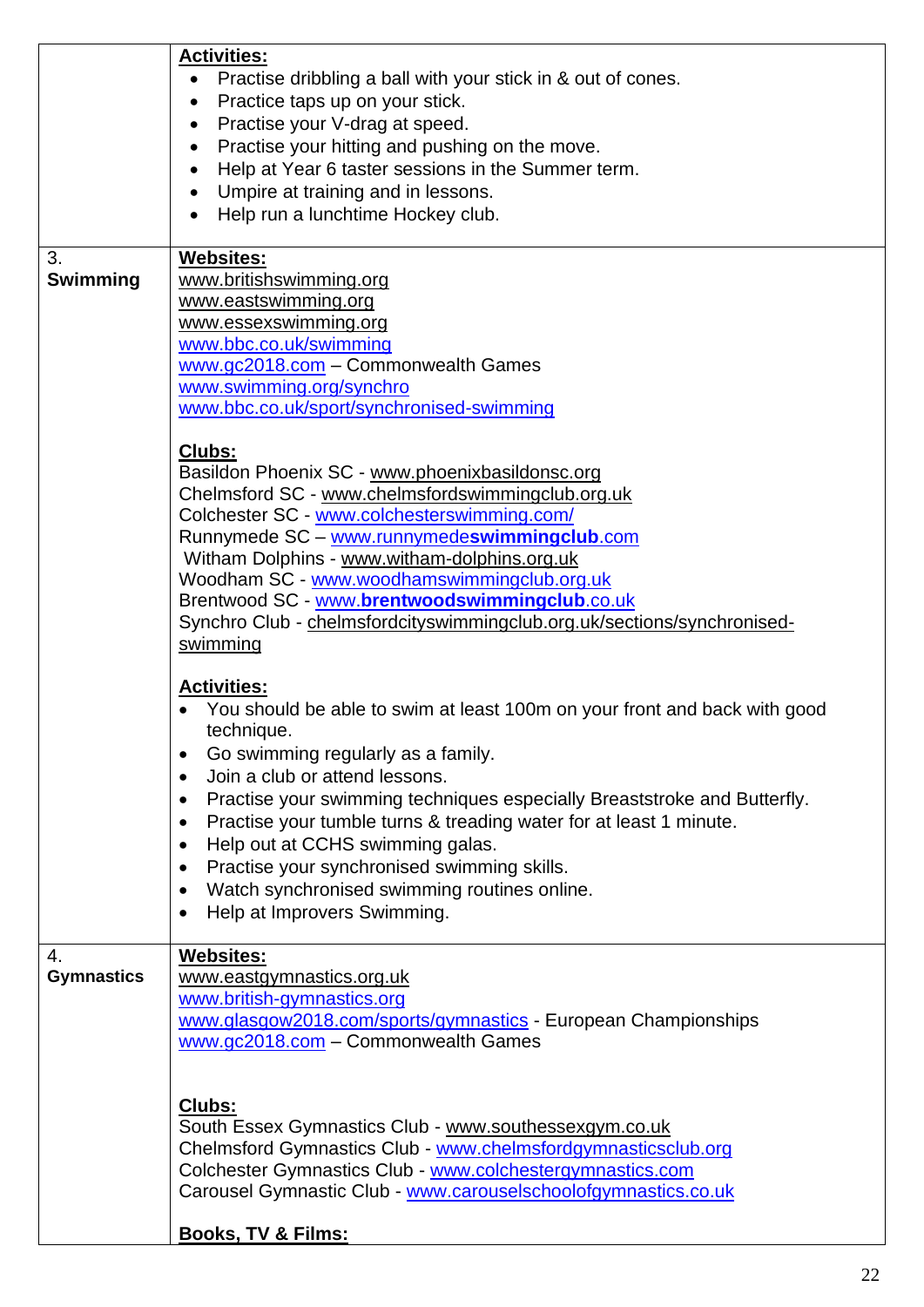| | |
|---|---|
| | **Activities:**<br>• Practise dribbling a ball with your stick in & out of cones.<br>• Practice taps up on your stick.<br>• Practise your V-drag at speed.<br>• Practise your hitting and pushing on the move.<br>• Help at Year 6 taster sessions in the Summer term.<br>• Umpire at training and in lessons.<br>• Help run a lunchtime Hockey club. |
| 3.<br>**Swimming** | **Websites:**<br>www.britishswimming.org<br>www.eastswimming.org<br>www.essexswimming.org<br>www.bbc.co.uk/swimming<br>www.gc2018.com – Commonwealth Games<br>www.swimming.org/synchro<br>www.bbc.co.uk/sport/synchronised-swimming<br><br>**Clubs:**<br>Basildon Phoenix SC - www.phoenixbasildonsc.org<br>Chelmsford SC - www.chelmsfordswimmingclub.org.uk<br>Colchester SC - www.colchesterswimming.com/<br>Runnymede SC – www.runnymede**swimmingclub**.com<br>Witham Dolphins - www.witham-dolphins.org.uk<br>Woodham SC - www.woodhamswimmingclub.org.uk<br>Brentwood SC - www.**brentwoodswimmingclub**.co.uk<br>Synchro Club - chelmsfordcityswimmingclub.org.uk/sections/synchronised-swimming<br><br>**Activities:**<br>• You should be able to swim at least 100m on your front and back with good technique.<br>• Go swimming regularly as a family.<br>• Join a club or attend lessons.<br>• Practise your swimming techniques especially Breaststroke and Butterfly.<br>• Practise your tumble turns & treading water for at least 1 minute.<br>• Help out at CCHS swimming galas.<br>• Practise your synchronised swimming skills.<br>• Watch synchronised swimming routines online.<br>• Help at Improvers Swimming. |
| 4.<br>**Gymnastics** | **Websites:**<br>www.eastgymnastics.org.uk<br>www.british-gymnastics.org<br>www.glasgow2018.com/sports/gymnastics - European Championships<br>www.gc2018.com – Commonwealth Games<br><br>**Clubs:**<br>South Essex Gymnastics Club - www.southessexgym.co.uk<br>Chelmsford Gymnastics Club - www.chelmsfordgymnasticsclub.org<br>Colchester Gymnastics Club - www.colchestergymnastics.com<br>Carousel Gymnastic Club - www.carouselschoolofgymnastics.co.uk<br><br>**Books, TV & Films:** |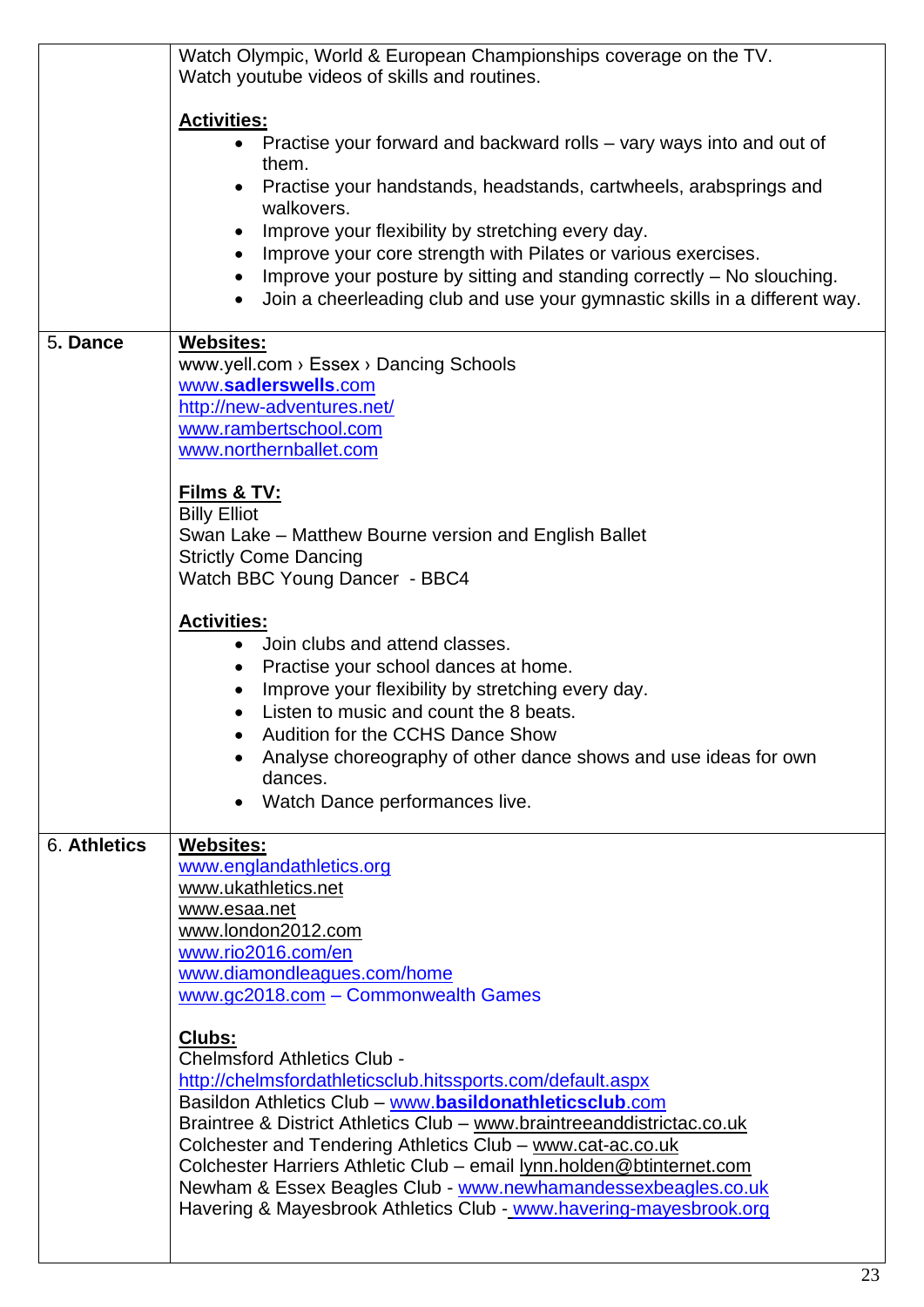| | |
|---|---|
| | Watch Olympic, World & European Championships coverage on the TV.<br>Watch youtube videos of skills and routines.<br><br>**Activities:**<br>• Practise your forward and backward rolls – vary ways into and out of them.<br>• Practise your handstands, headstands, cartwheels, arabsprings and walkovers.<br>• Improve your flexibility by stretching every day.<br>• Improve your core strength with Pilates or various exercises.<br>• Improve your posture by sitting and standing correctly – No slouching.<br>• Join a cheerleading club and use your gymnastic skills in a different way. |
| 5. **Dance** | **Websites:**<br>www.yell.com › Essex › Dancing Schools<br>www.**sadlerswells**.com<br>http://new-adventures.net/<br>www.rambertschool.com<br>www.northernballet.com<br><br>**Films & TV:**<br>Billy Elliot<br>Swan Lake – Matthew Bourne version and English Ballet<br>Strictly Come Dancing<br>Watch BBC Young Dancer - BBC4<br><br>**Activities:**<br>• Join clubs and attend classes.<br>• Practise your school dances at home.<br>• Improve your flexibility by stretching every day.<br>• Listen to music and count the 8 beats.<br>• Audition for the CCHS Dance Show<br>• Analyse choreography of other dance shows and use ideas for own dances.<br>• Watch Dance performances live. |
| 6. **Athletics** | **Websites:**<br>www.englandathletics.org<br>www.ukathletics.net<br>www.esaa.net<br>www.london2012.com<br>www.rio2016.com/en<br>www.diamondleagues.com/home<br>www.gc2018.com – Commonwealth Games<br><br>**Clubs:**<br>Chelmsford Athletics Club -<br>http://chelmsfordathleticsclub.hitssports.com/default.aspx<br>Basildon Athletics Club – www.**basildonathleticsclub**.com<br>Braintree & District Athletics Club – www.braintreeanddistrictac.co.uk<br>Colchester and Tendering Athletics Club – www.cat-ac.co.uk<br>Colchester Harriers Athletic Club – email lynn.holden@btinternet.com<br>Newham & Essex Beagles Club - www.newhamandessexbeagles.co.uk<br>Havering & Mayesbrook Athletics Club - www.havering-mayesbrook.org |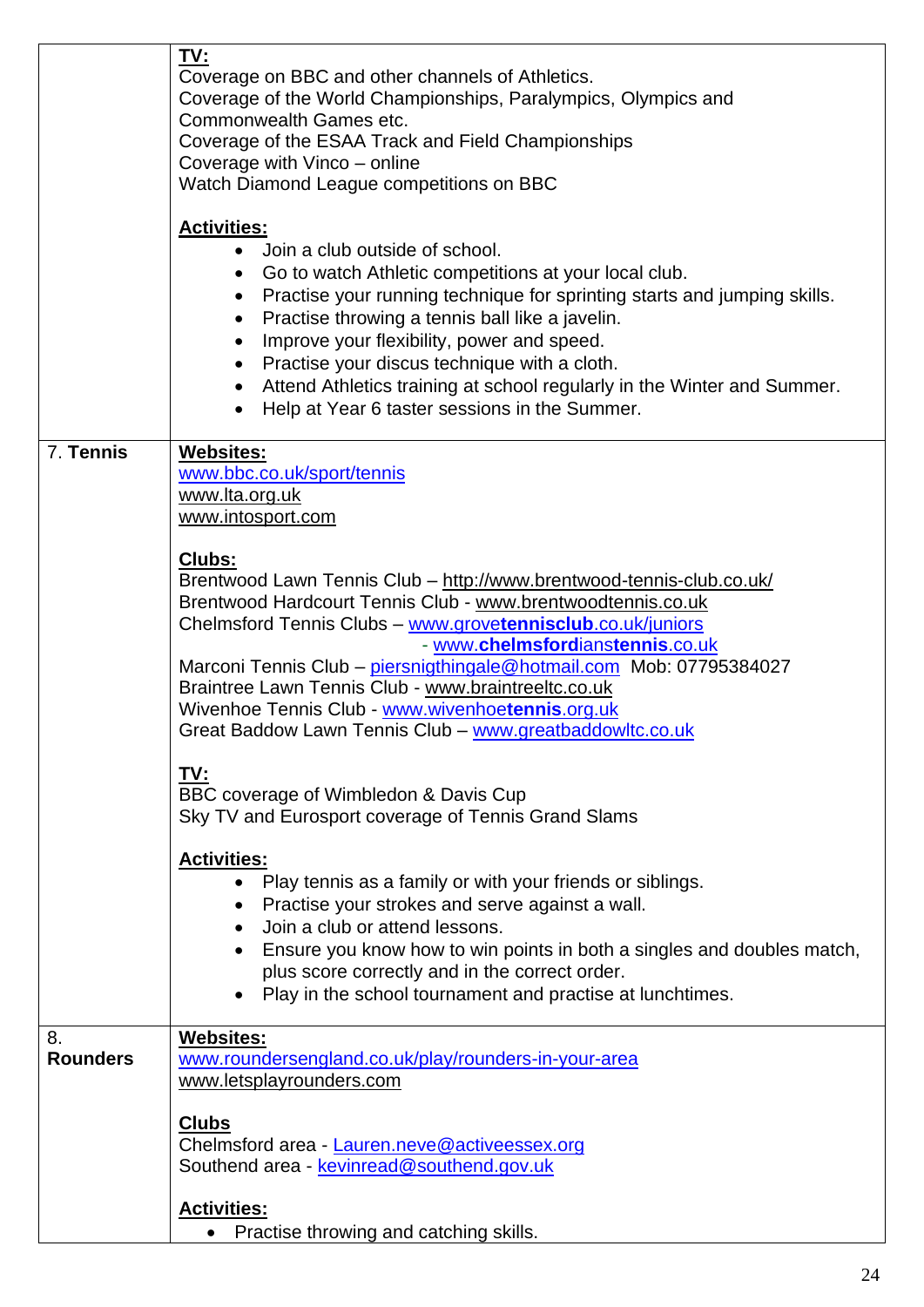| | |
|---|---|
| | **TV:**<br>Coverage on BBC and other channels of Athletics.<br>Coverage of the World Championships, Paralympics, Olympics and Commonwealth Games etc.<br>Coverage of the ESAA Track and Field Championships<br>Coverage with Vinco – online<br>Watch Diamond League competitions on BBC<br><br>**Activities:**<br>• Join a club outside of school.<br>• Go to watch Athletic competitions at your local club.<br>• Practise your running technique for sprinting starts and jumping skills.<br>• Practise throwing a tennis ball like a javelin.<br>• Improve your flexibility, power and speed.<br>• Practise your discus technique with a cloth.<br>• Attend Athletics training at school regularly in the Winter and Summer.<br>• Help at Year 6 taster sessions in the Summer. |
| 7. **Tennis** | **Websites:**<br>www.bbc.co.uk/sport/tennis<br>www.lta.org.uk<br>www.intosport.com<br><br>**Clubs:**<br>Brentwood Lawn Tennis Club – http://www.brentwood-tennis-club.co.uk/<br>Brentwood Hardcourt Tennis Club - www.brentwoodtennis.co.uk<br>Chelmsford Tennis Clubs – www.grove**tennisclub**.co.uk/juniors<br>- www.**chelmsford**ians**tennis**.co.uk<br>Marconi Tennis Club – piersnigthingale@hotmail.com Mob: 07795384027<br>Braintree Lawn Tennis Club - www.braintreeltc.co.uk<br>Wivenhoe Tennis Club - www.wivenhoe**tennis**.org.uk<br>Great Baddow Lawn Tennis Club – www.greatbaddowltc.co.uk<br><br>**TV:**<br>BBC coverage of Wimbledon & Davis Cup<br>Sky TV and Eurosport coverage of Tennis Grand Slams<br><br>**Activities:**<br>• Play tennis as a family or with your friends or siblings.<br>• Practise your strokes and serve against a wall.<br>• Join a club or attend lessons.<br>• Ensure you know how to win points in both a singles and doubles match, plus score correctly and in the correct order.<br>• Play in the school tournament and practise at lunchtimes. |
| 8. **Rounders** | **Websites:**<br>www.roundersengland.co.uk/play/rounders-in-your-area<br>www.letsplayrounders.com<br><br>**Clubs**<br>Chelmsford area - Lauren.neve@activeessex.org<br>Southend area - kevinread@southend.gov.uk<br><br>**Activities:**<br>• Practise throwing and catching skills. |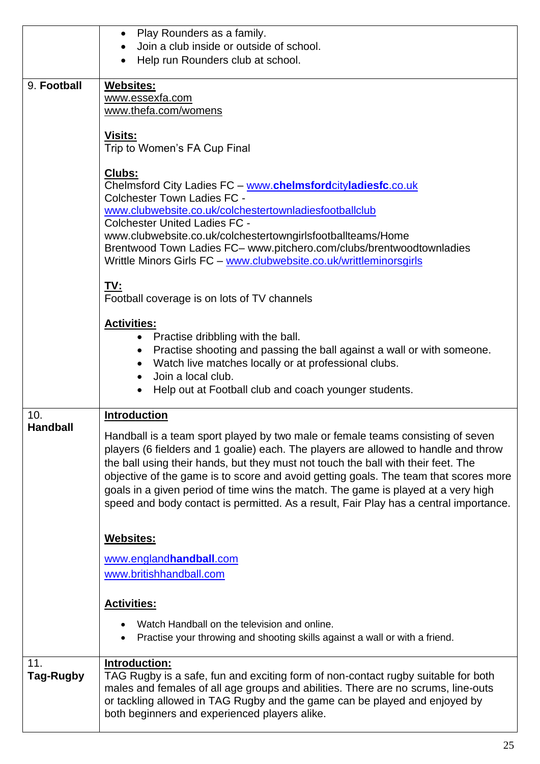| | |
|---|---|
| | • Play Rounders as a family.<br>• Join a club inside or outside of school.<br>• Help run Rounders club at school. |
| 9. **Football** | **Websites:**<br>www.essexfa.com<br>www.thefa.com/womens<br><br>**Visits:**<br>Trip to Women's FA Cup Final<br><br>**Clubs:**<br>Chelmsford City Ladies FC – www.chelmsfordcityladiesfc.co.uk<br>Colchester Town Ladies FC - www.clubwebsite.co.uk/colchestertownladiesfootballclub<br>Colchester United Ladies FC - www.clubwebsite.co.uk/colchestertowngirlsfootballteams/Home<br>Brentwood Town Ladies FC– www.pitchero.com/clubs/brentwoodtownladies<br>Writtle Minors Girls FC – www.clubwebsite.co.uk/writtleminorsgirls<br><br>**TV:**<br>Football coverage is on lots of TV channels<br><br>**Activities:**<br>• Practise dribbling with the ball.<br>• Practise shooting and passing the ball against a wall or with someone.<br>• Watch live matches locally or at professional clubs.<br>• Join a local club.<br>• Help out at Football club and coach younger students. |
| 10. **Handball** | **Introduction**<br><br>Handball is a team sport played by two male or female teams consisting of seven players (6 fielders and 1 goalie) each. The players are allowed to handle and throw the ball using their hands, but they must not touch the ball with their feet. The objective of the game is to score and avoid getting goals. The team that scores more goals in a given period of time wins the match. The game is played at a very high speed and body contact is permitted. As a result, Fair Play has a central importance.<br><br>**Websites:**<br>www.englandhandball.com<br>www.britishhandball.com<br><br>**Activities:**<br>• Watch Handball on the television and online.<br>• Practise your throwing and shooting skills against a wall or with a friend. |
| 11. **Tag-Rugby** | **Introduction:**<br>TAG Rugby is a safe, fun and exciting form of non-contact rugby suitable for both males and females of all age groups and abilities. There are no scrums, line-outs or tackling allowed in TAG Rugby and the game can be played and enjoyed by both beginners and experienced players alike. |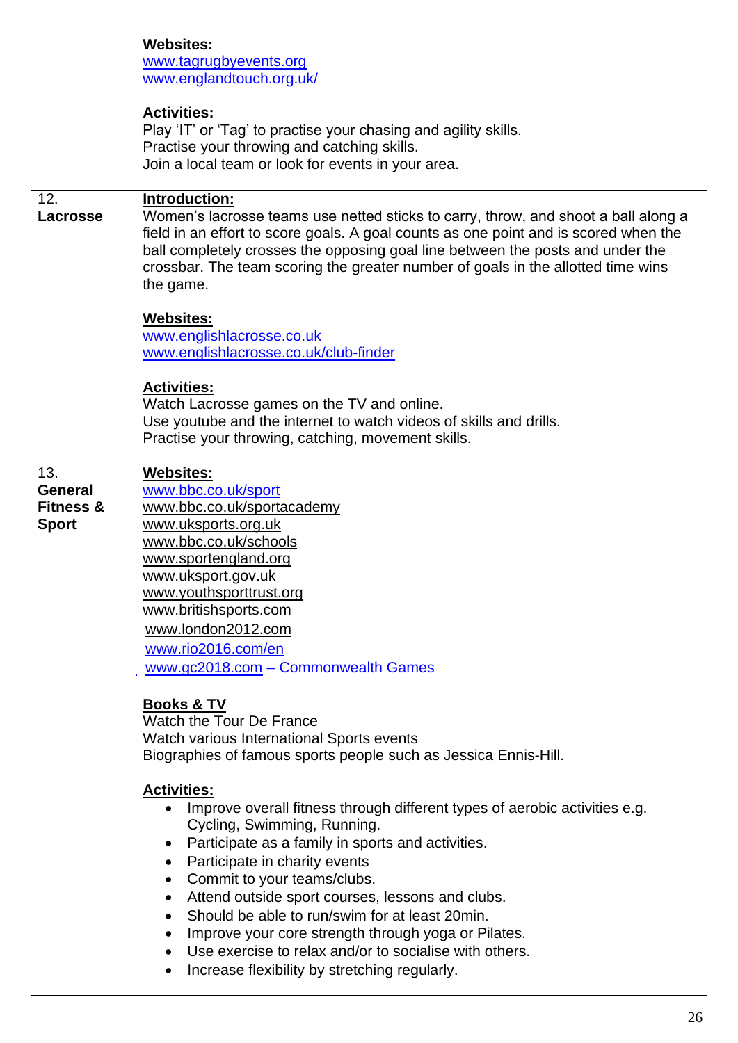| | |
|---|---|
| | **Websites:**<br>www.tagrugbyevents.org<br>www.englandtouch.org.uk/<br><br>**Activities:**<br>Play 'IT' or 'Tag' to practise your chasing and agility skills.<br>Practise your throwing and catching skills.<br>Join a local team or look for events in your area. |
| 12.<br>**Lacrosse** | **Introduction:**<br>Women's lacrosse teams use netted sticks to carry, throw, and shoot a ball along a field in an effort to score goals. A goal counts as one point and is scored when the ball completely crosses the opposing goal line between the posts and under the crossbar. The team scoring the greater number of goals in the allotted time wins the game.<br><br>**Websites:**<br>www.englishlacrosse.co.uk<br>www.englishlacrosse.co.uk/club-finder<br><br>**Activities:**<br>Watch Lacrosse games on the TV and online.<br>Use youtube and the internet to watch videos of skills and drills.<br>Practise your throwing, catching, movement skills. |
| 13.<br>**General Fitness & Sport** | **Websites:**<br>www.bbc.co.uk/sport<br>www.bbc.co.uk/sportacademy<br>www.uksports.org.uk<br>www.bbc.co.uk/schools<br>www.sportengland.org<br>www.uksport.gov.uk<br>www.youthsporttrust.org<br>www.britishsports.com<br>www.london2012.com<br>www.rio2016.com/en<br>www.gc2018.com – Commonwealth Games<br><br>**Books & TV**<br>Watch the Tour De France<br>Watch various International Sports events<br>Biographies of famous sports people such as Jessica Ennis-Hill.<br><br>**Activities:**<br>• Improve overall fitness through different types of aerobic activities e.g. Cycling, Swimming, Running.<br>• Participate as a family in sports and activities.<br>• Participate in charity events<br>• Commit to your teams/clubs.<br>• Attend outside sport courses, lessons and clubs.<br>• Should be able to run/swim for at least 20min.<br>• Improve your core strength through yoga or Pilates.<br>• Use exercise to relax and/or to socialise with others.<br>• Increase flexibility by stretching regularly. |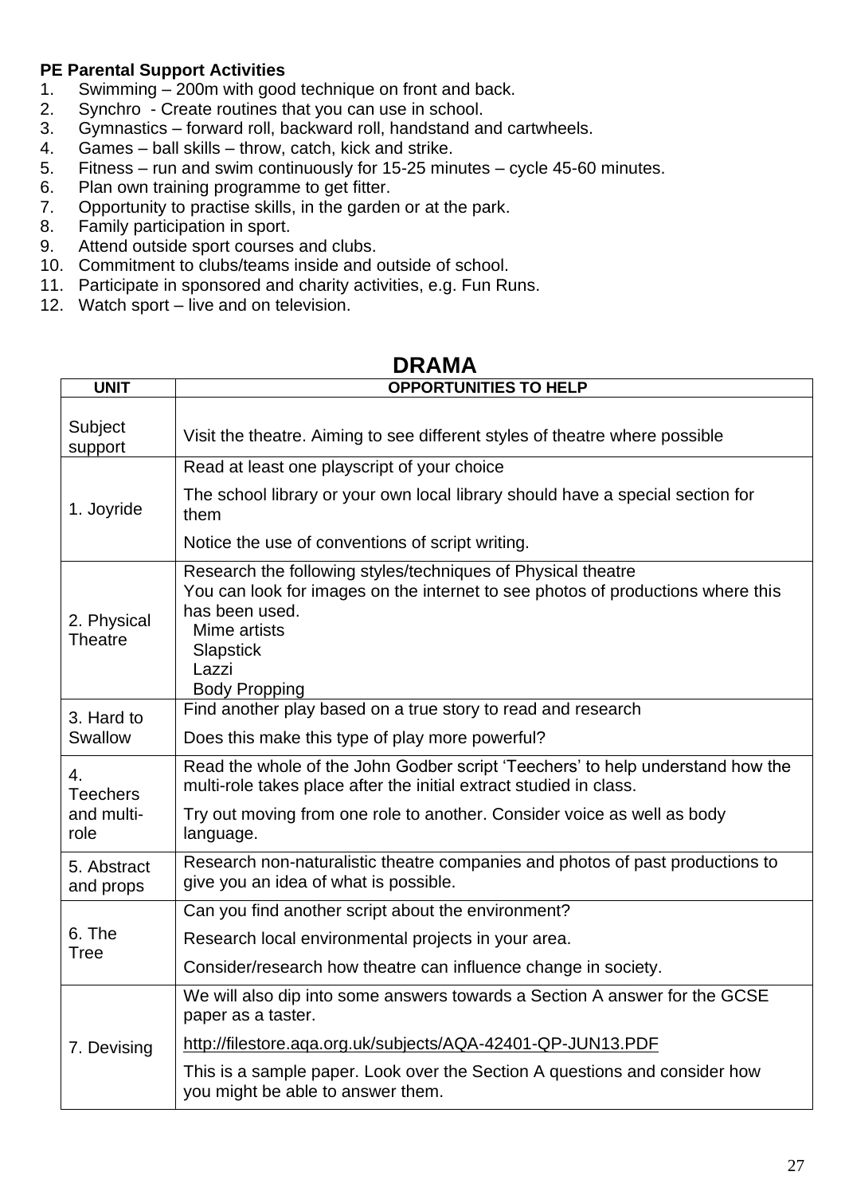**PE Parental Support Activities**

1. Swimming – 200m with good technique on front and back.
2. Synchro - Create routines that you can use in school.
3. Gymnastics – forward roll, backward roll, handstand and cartwheels.
4. Games – ball skills – throw, catch, kick and strike.
5. Fitness – run and swim continuously for 15-25 minutes – cycle 45-60 minutes.
6. Plan own training programme to get fitter.
7. Opportunity to practise skills, in the garden or at the park.
8. Family participation in sport.
9. Attend outside sport courses and clubs.
10. Commitment to clubs/teams inside and outside of school.
11. Participate in sponsored and charity activities, e.g. Fun Runs.
12. Watch sport – live and on television.

## DRAMA

| UNIT | OPPORTUNITIES TO HELP |
|---|---|
| Subject support | Visit the theatre. Aiming to see different styles of theatre where possible |
| 1. Joyride | Read at least one playscript of your choice<br>The school library or your own local library should have a special section for them<br>Notice the use of conventions of script writing. |
| 2. Physical Theatre | Research the following styles/techniques of Physical theatre<br>You can look for images on the internet to see photos of productions where this has been used.<br>Mime artists<br>Slapstick<br>Lazzi<br>Body Propping |
| 3. Hard to Swallow | Find another play based on a true story to read and research<br>Does this make this type of play more powerful? |
| 4. Teechers and multi-role | Read the whole of the John Godber script 'Teechers' to help understand how the multi-role takes place after the initial extract studied in class.<br>Try out moving from one role to another. Consider voice as well as body language. |
| 5. Abstract and props | Research non-naturalistic theatre companies and photos of past productions to give you an idea of what is possible. |
| 6. The Tree | Can you find another script about the environment?<br>Research local environmental projects in your area.<br>Consider/research how theatre can influence change in society. |
| 7. Devising | We will also dip into some answers towards a Section A answer for the GCSE paper as a taster.<br>http://filestore.aqa.org.uk/subjects/AQA-42401-QP-JUN13.PDF<br>This is a sample paper. Look over the Section A questions and consider how you might be able to answer them. |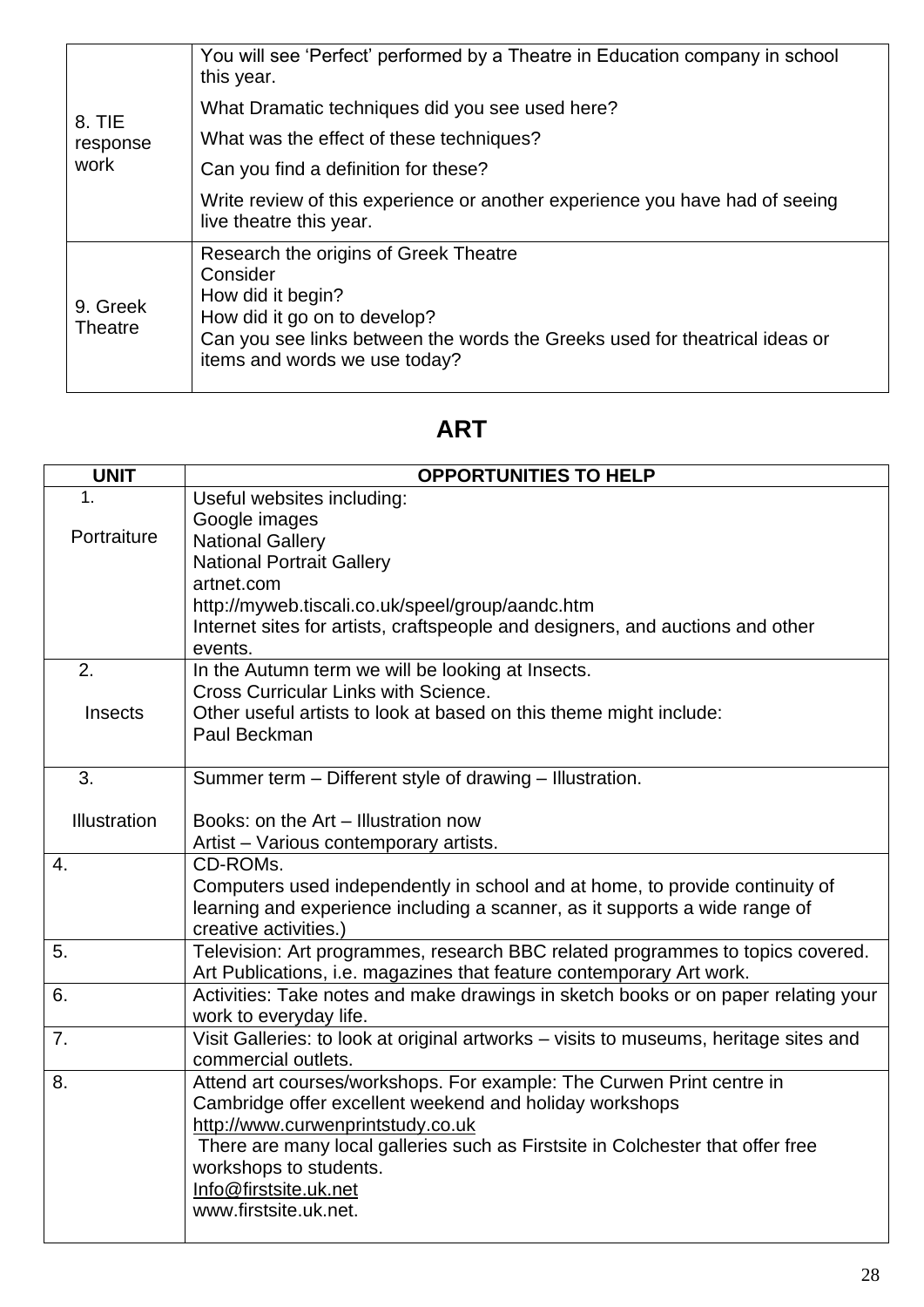| | |
|---|---|
| 8. TIE response work | You will see 'Perfect' performed by a Theatre in Education company in school this year.<br>What Dramatic techniques did you see used here?<br>What was the effect of these techniques?<br>Can you find a definition for these?<br>Write review of this experience or another experience you have had of seeing live theatre this year. |
| 9. Greek Theatre | Research the origins of Greek Theatre<br>Consider<br>How did it begin?<br>How did it go on to develop?<br>Can you see links between the words the Greeks used for theatrical ideas or items and words we use today? |

## ART

| UNIT | OPPORTUNITIES TO HELP |
|---|---|
| 1. Portraiture | Useful websites including:<br>Google images<br>National Gallery<br>National Portrait Gallery<br>artnet.com<br>http://myweb.tiscali.co.uk/speel/group/aandc.htm<br>Internet sites for artists, craftspeople and designers, and auctions and other events. |
| 2. Insects | In the Autumn term we will be looking at Insects.<br>Cross Curricular Links with Science.<br>Other useful artists to look at based on this theme might include:<br>Paul Beckman |
| 3. Illustration | Summer term – Different style of drawing – Illustration.<br><br>Books: on the Art – Illustration now<br>Artist – Various contemporary artists. |
| 4. | CD-ROMs.<br>Computers used independently in school and at home, to provide continuity of learning and experience including a scanner, as it supports a wide range of creative activities.) |
| 5. | Television: Art programmes, research BBC related programmes to topics covered.<br>Art Publications, i.e. magazines that feature contemporary Art work. |
| 6. | Activities: Take notes and make drawings in sketch books or on paper relating your work to everyday life. |
| 7. | Visit Galleries: to look at original artworks – visits to museums, heritage sites and commercial outlets. |
| 8. | Attend art courses/workshops. For example: The Curwen Print centre in Cambridge offer excellent weekend and holiday workshops<br>http://www.curwenprintstudy.co.uk<br>There are many local galleries such as Firstsite in Colchester that offer free workshops to students.<br>Info@firstsite.uk.net<br>www.firstsite.uk.net. |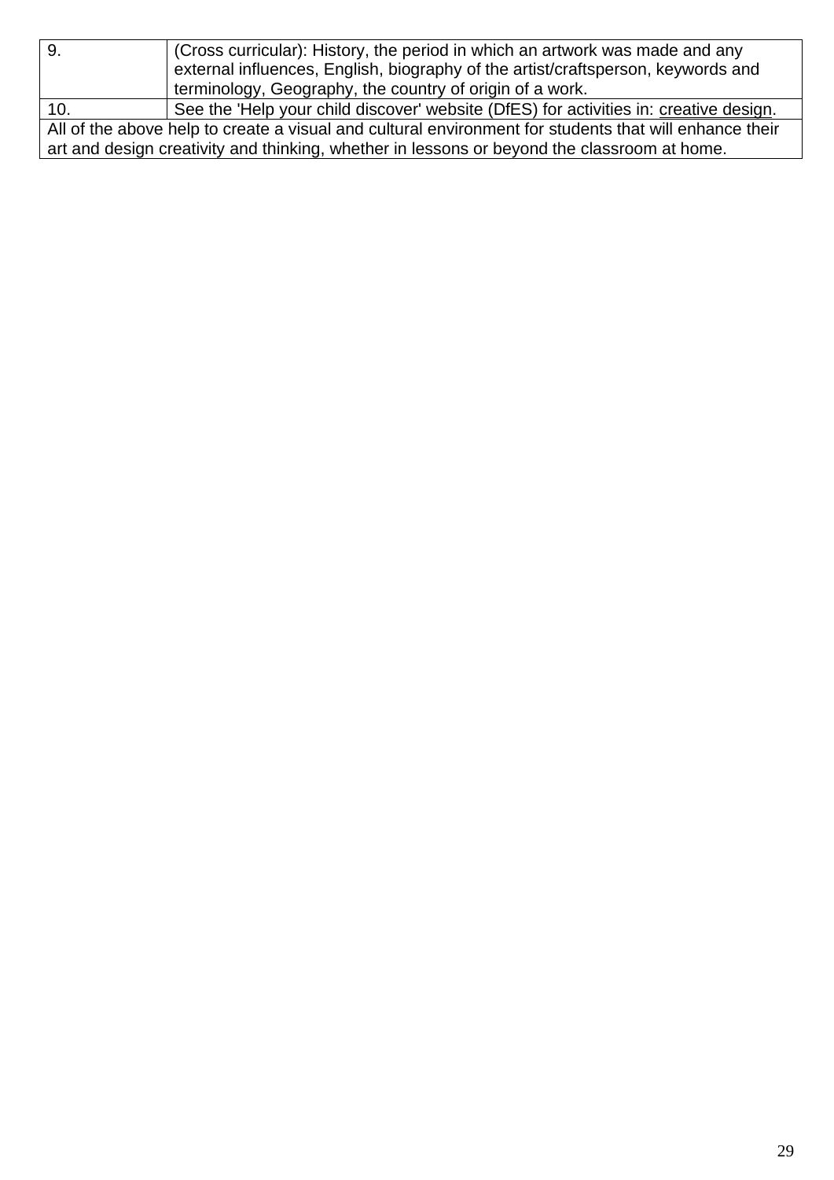| | |
|---|---|
| 9. | (Cross curricular): History, the period in which an artwork was made and any external influences, English, biography of the artist/craftsperson, keywords and terminology, Geography, the country of origin of a work. |
| 10. | See the 'Help your child discover' website (DfES) for activities in: creative design. |
| All of the above help to create a visual and cultural environment for students that will enhance their art and design creativity and thinking, whether in lessons or beyond the classroom at home. | |